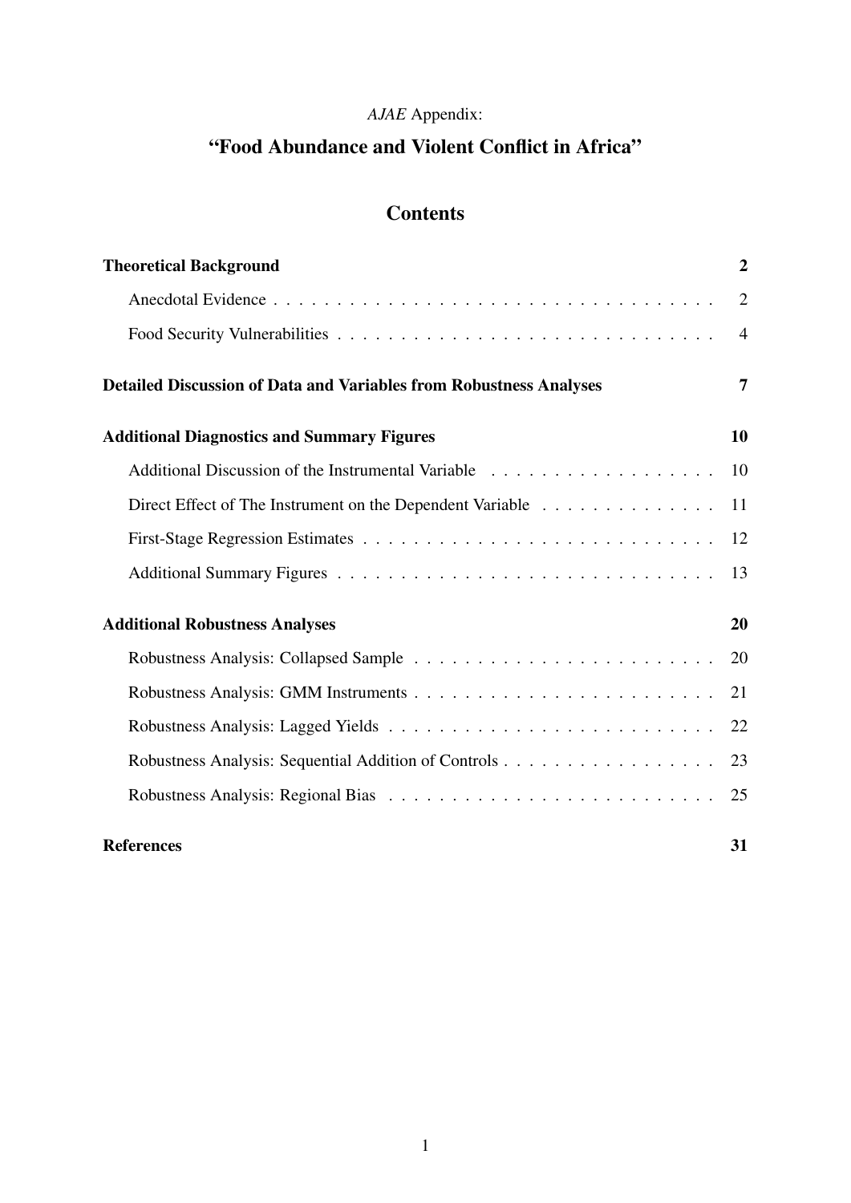*AJAE* Appendix:

# "Food Abundance and Violent Conflict in Africa"

## Contents

**Theoretical Background** **2**

- Anecdotal Evidence . . . 2
- Food Security Vulnerabilities . . . 4

**Detailed Discussion of Data and Variables from Robustness Analyses** **7**

**Additional Diagnostics and Summary Figures** **10**

- Additional Discussion of the Instrumental Variable . . . 10
- Direct Effect of The Instrument on the Dependent Variable . . . 11
- First-Stage Regression Estimates . . . 12
- Additional Summary Figures . . . 13

**Additional Robustness Analyses** **20**

- Robustness Analysis: Collapsed Sample . . . 20
- Robustness Analysis: GMM Instruments . . . 21
- Robustness Analysis: Lagged Yields . . . 22
- Robustness Analysis: Sequential Addition of Controls . . . 23
- Robustness Analysis: Regional Bias . . . 25

**References** **31**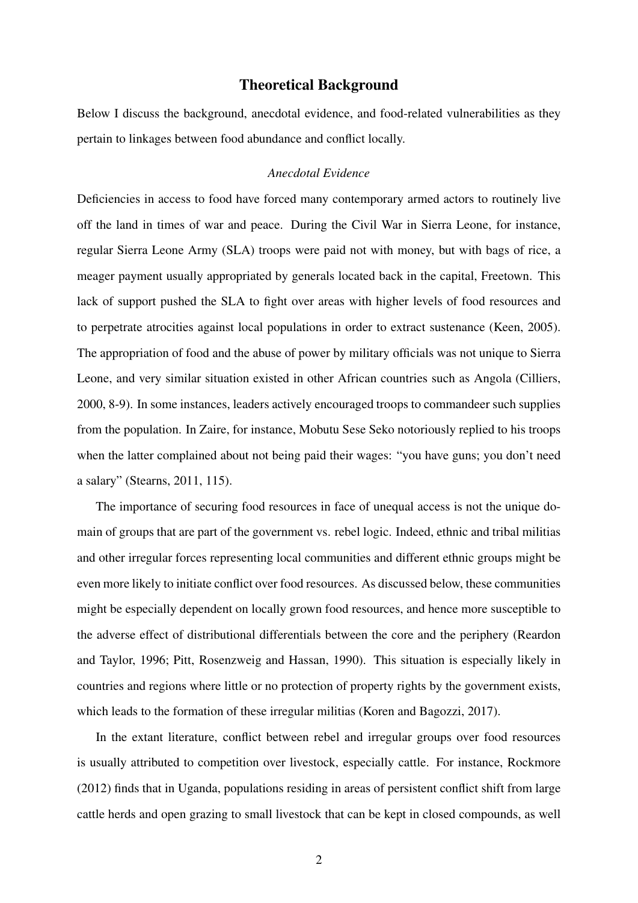## Theoretical Background

Below I discuss the background, anecdotal evidence, and food-related vulnerabilities as they pertain to linkages between food abundance and conflict locally.

### *Anecdotal Evidence*

Deficiencies in access to food have forced many contemporary armed actors to routinely live off the land in times of war and peace. During the Civil War in Sierra Leone, for instance, regular Sierra Leone Army (SLA) troops were paid not with money, but with bags of rice, a meager payment usually appropriated by generals located back in the capital, Freetown. This lack of support pushed the SLA to fight over areas with higher levels of food resources and to perpetrate atrocities against local populations in order to extract sustenance (Keen, 2005). The appropriation of food and the abuse of power by military officials was not unique to Sierra Leone, and very similar situation existed in other African countries such as Angola (Cilliers, 2000, 8-9). In some instances, leaders actively encouraged troops to commandeer such supplies from the population. In Zaire, for instance, Mobutu Sese Seko notoriously replied to his troops when the latter complained about not being paid their wages: "you have guns; you don't need a salary" (Stearns, 2011, 115).

The importance of securing food resources in face of unequal access is not the unique domain of groups that are part of the government vs. rebel logic. Indeed, ethnic and tribal militias and other irregular forces representing local communities and different ethnic groups might be even more likely to initiate conflict over food resources. As discussed below, these communities might be especially dependent on locally grown food resources, and hence more susceptible to the adverse effect of distributional differentials between the core and the periphery (Reardon and Taylor, 1996; Pitt, Rosenzweig and Hassan, 1990). This situation is especially likely in countries and regions where little or no protection of property rights by the government exists, which leads to the formation of these irregular militias (Koren and Bagozzi, 2017).

In the extant literature, conflict between rebel and irregular groups over food resources is usually attributed to competition over livestock, especially cattle. For instance, Rockmore (2012) finds that in Uganda, populations residing in areas of persistent conflict shift from large cattle herds and open grazing to small livestock that can be kept in closed compounds, as well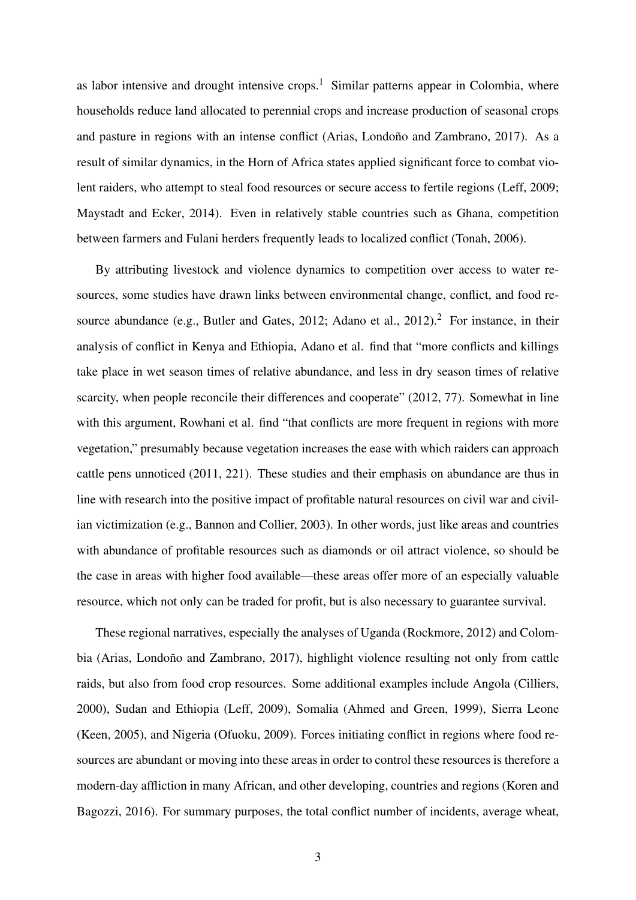as labor intensive and drought intensive crops.[1] Similar patterns appear in Colombia, where households reduce land allocated to perennial crops and increase production of seasonal crops and pasture in regions with an intense conflict (Arias, Londoño and Zambrano, 2017). As a result of similar dynamics, in the Horn of Africa states applied significant force to combat violent raiders, who attempt to steal food resources or secure access to fertile regions (Leff, 2009; Maystadt and Ecker, 2014). Even in relatively stable countries such as Ghana, competition between farmers and Fulani herders frequently leads to localized conflict (Tonah, 2006).

By attributing livestock and violence dynamics to competition over access to water resources, some studies have drawn links between environmental change, conflict, and food resource abundance (e.g., Butler and Gates, 2012; Adano et al., 2012).[2] For instance, in their analysis of conflict in Kenya and Ethiopia, Adano et al. find that "more conflicts and killings take place in wet season times of relative abundance, and less in dry season times of relative scarcity, when people reconcile their differences and cooperate" (2012, 77). Somewhat in line with this argument, Rowhani et al. find "that conflicts are more frequent in regions with more vegetation," presumably because vegetation increases the ease with which raiders can approach cattle pens unnoticed (2011, 221). These studies and their emphasis on abundance are thus in line with research into the positive impact of profitable natural resources on civil war and civilian victimization (e.g., Bannon and Collier, 2003). In other words, just like areas and countries with abundance of profitable resources such as diamonds or oil attract violence, so should be the case in areas with higher food available—these areas offer more of an especially valuable resource, which not only can be traded for profit, but is also necessary to guarantee survival.

These regional narratives, especially the analyses of Uganda (Rockmore, 2012) and Colombia (Arias, Londoño and Zambrano, 2017), highlight violence resulting not only from cattle raids, but also from food crop resources. Some additional examples include Angola (Cilliers, 2000), Sudan and Ethiopia (Leff, 2009), Somalia (Ahmed and Green, 1999), Sierra Leone (Keen, 2005), and Nigeria (Ofuoku, 2009). Forces initiating conflict in regions where food resources are abundant or moving into these areas in order to control these resources is therefore a modern-day affliction in many African, and other developing, countries and regions (Koren and Bagozzi, 2016). For summary purposes, the total conflict number of incidents, average wheat,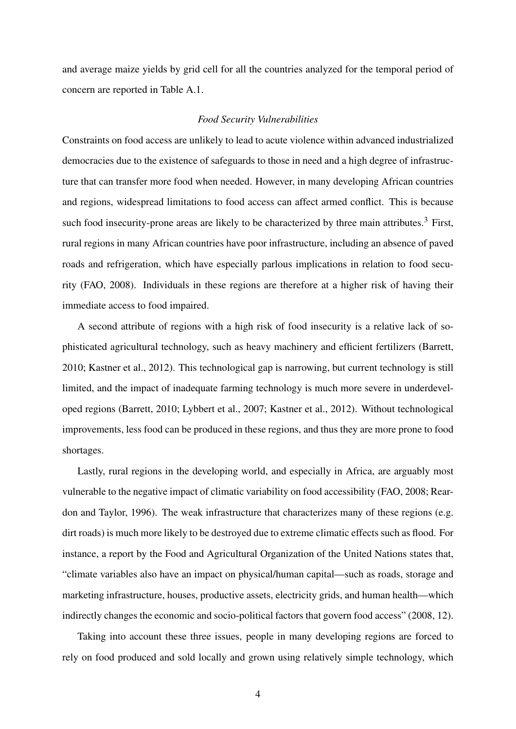and average maize yields by grid cell for all the countries analyzed for the temporal period of concern are reported in Table A.1.

### *Food Security Vulnerabilities*

Constraints on food access are unlikely to lead to acute violence within advanced industrialized democracies due to the existence of safeguards to those in need and a high degree of infrastructure that can transfer more food when needed. However, in many developing African countries and regions, widespread limitations to food access can affect armed conflict. This is because such food insecurity-prone areas are likely to be characterized by three main attributes.[3] First, rural regions in many African countries have poor infrastructure, including an absence of paved roads and refrigeration, which have especially parlous implications in relation to food security (FAO, 2008). Individuals in these regions are therefore at a higher risk of having their immediate access to food impaired.

A second attribute of regions with a high risk of food insecurity is a relative lack of sophisticated agricultural technology, such as heavy machinery and efficient fertilizers (Barrett, 2010; Kastner et al., 2012). This technological gap is narrowing, but current technology is still limited, and the impact of inadequate farming technology is much more severe in underdeveloped regions (Barrett, 2010; Lybbert et al., 2007; Kastner et al., 2012). Without technological improvements, less food can be produced in these regions, and thus they are more prone to food shortages.

Lastly, rural regions in the developing world, and especially in Africa, are arguably most vulnerable to the negative impact of climatic variability on food accessibility (FAO, 2008; Reardon and Taylor, 1996). The weak infrastructure that characterizes many of these regions (e.g. dirt roads) is much more likely to be destroyed due to extreme climatic effects such as flood. For instance, a report by the Food and Agricultural Organization of the United Nations states that, "climate variables also have an impact on physical/human capital—such as roads, storage and marketing infrastructure, houses, productive assets, electricity grids, and human health—which indirectly changes the economic and socio-political factors that govern food access" (2008, 12).

Taking into account these three issues, people in many developing regions are forced to rely on food produced and sold locally and grown using relatively simple technology, which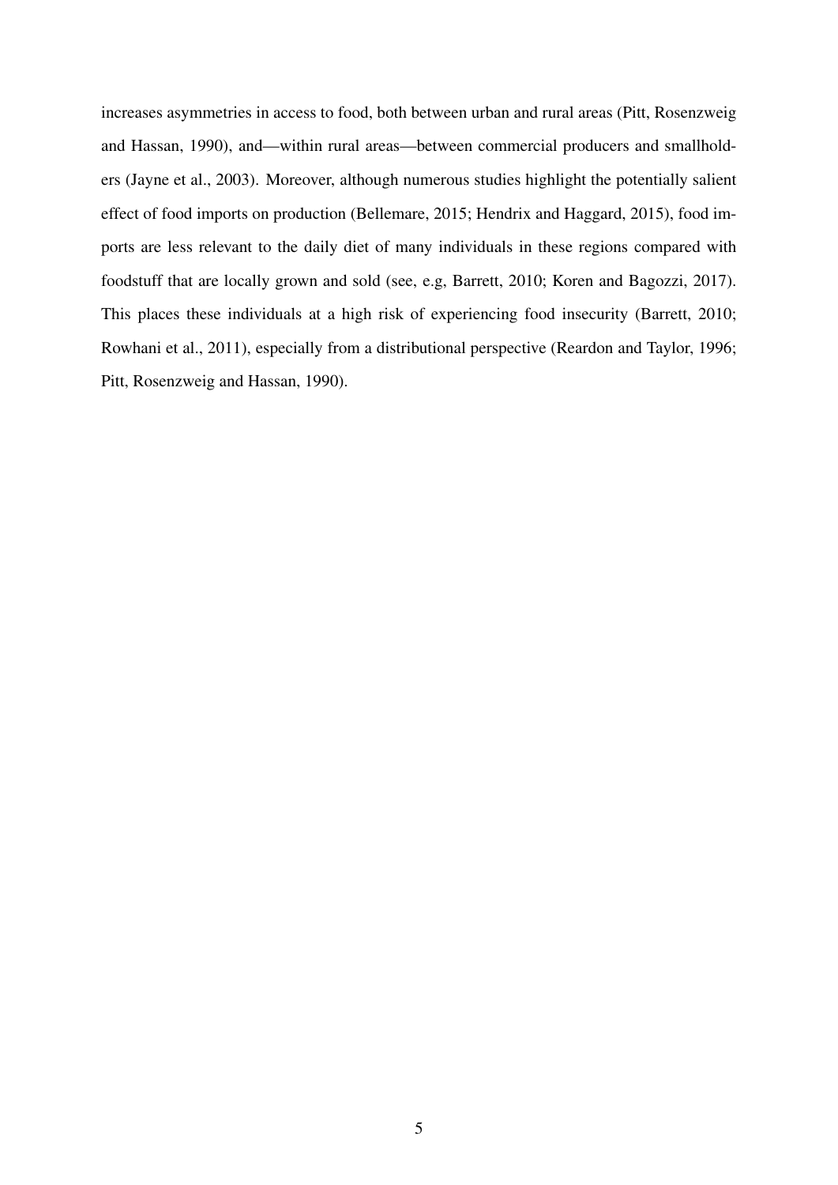increases asymmetries in access to food, both between urban and rural areas (Pitt, Rosenzweig and Hassan, 1990), and—within rural areas—between commercial producers and smallholders (Jayne et al., 2003). Moreover, although numerous studies highlight the potentially salient effect of food imports on production (Bellemare, 2015; Hendrix and Haggard, 2015), food imports are less relevant to the daily diet of many individuals in these regions compared with foodstuff that are locally grown and sold (see, e.g, Barrett, 2010; Koren and Bagozzi, 2017). This places these individuals at a high risk of experiencing food insecurity (Barrett, 2010; Rowhani et al., 2011), especially from a distributional perspective (Reardon and Taylor, 1996; Pitt, Rosenzweig and Hassan, 1990).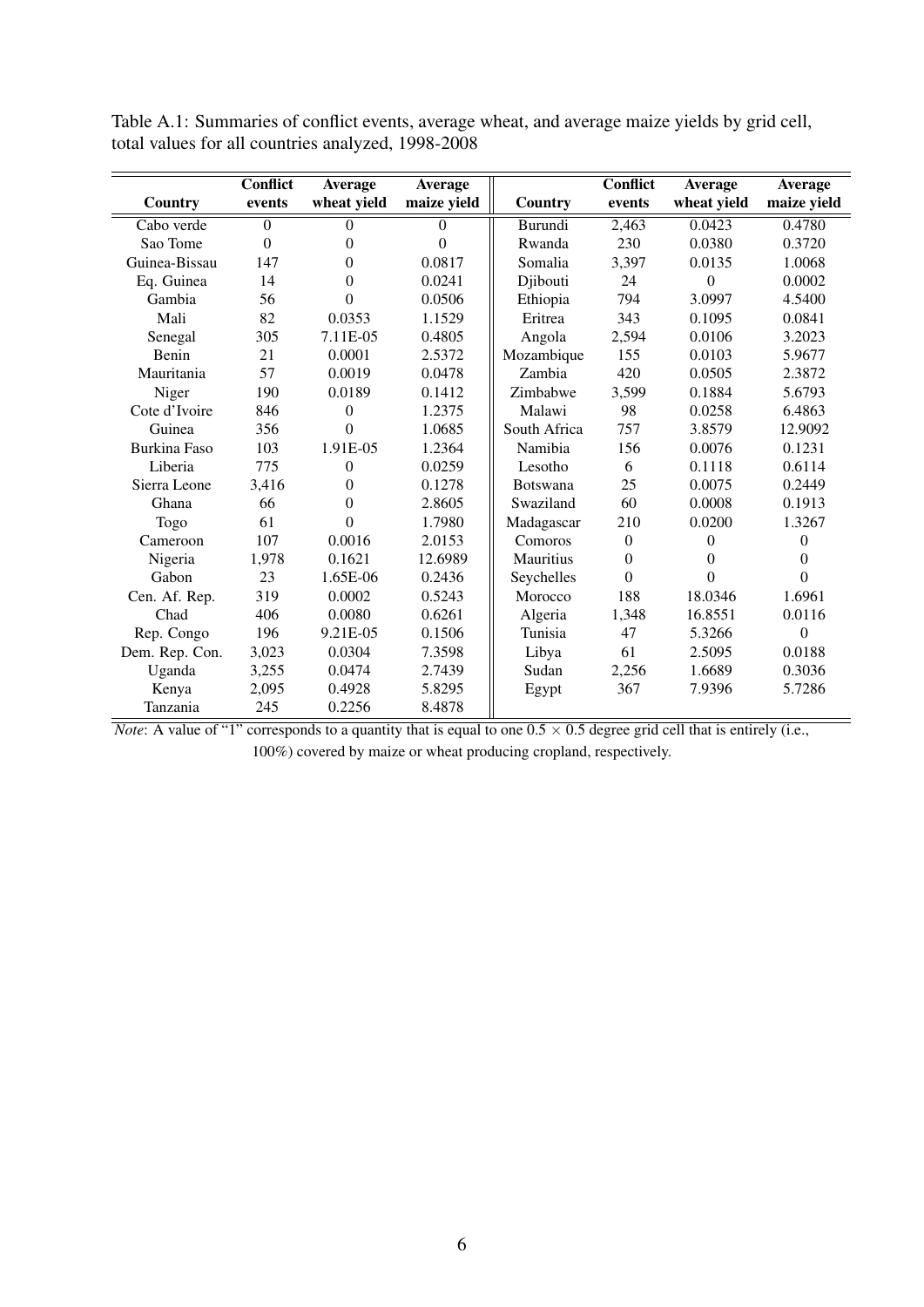Table A.1: Summaries of conflict events, average wheat, and average maize yields by grid cell, total values for all countries analyzed, 1998-2008

| Country | Conflict events | Average wheat yield | Average maize yield | Country | Conflict events | Average wheat yield | Average maize yield |
|---|---|---|---|---|---|---|---|
| Cabo verde | 0 | 0 | 0 | Burundi | 2,463 | 0.0423 | 0.4780 |
| Sao Tome | 0 | 0 | 0 | Rwanda | 230 | 0.0380 | 0.3720 |
| Guinea-Bissau | 147 | 0 | 0.0817 | Somalia | 3,397 | 0.0135 | 1.0068 |
| Eq. Guinea | 14 | 0 | 0.0241 | Djibouti | 24 | 0 | 0.0002 |
| Gambia | 56 | 0 | 0.0506 | Ethiopia | 794 | 3.0997 | 4.5400 |
| Mali | 82 | 0.0353 | 1.1529 | Eritrea | 343 | 0.1095 | 0.0841 |
| Senegal | 305 | 7.11E-05 | 0.4805 | Angola | 2,594 | 0.0106 | 3.2023 |
| Benin | 21 | 0.0001 | 2.5372 | Mozambique | 155 | 0.0103 | 5.9677 |
| Mauritania | 57 | 0.0019 | 0.0478 | Zambia | 420 | 0.0505 | 2.3872 |
| Niger | 190 | 0.0189 | 0.1412 | Zimbabwe | 3,599 | 0.1884 | 5.6793 |
| Cote d'Ivoire | 846 | 0 | 1.2375 | Malawi | 98 | 0.0258 | 6.4863 |
| Guinea | 356 | 0 | 1.0685 | South Africa | 757 | 3.8579 | 12.9092 |
| Burkina Faso | 103 | 1.91E-05 | 1.2364 | Namibia | 156 | 0.0076 | 0.1231 |
| Liberia | 775 | 0 | 0.0259 | Lesotho | 6 | 0.1118 | 0.6114 |
| Sierra Leone | 3,416 | 0 | 0.1278 | Botswana | 25 | 0.0075 | 0.2449 |
| Ghana | 66 | 0 | 2.8605 | Swaziland | 60 | 0.0008 | 0.1913 |
| Togo | 61 | 0 | 1.7980 | Madagascar | 210 | 0.0200 | 1.3267 |
| Cameroon | 107 | 0.0016 | 2.0153 | Comoros | 0 | 0 | 0 |
| Nigeria | 1,978 | 0.1621 | 12.6989 | Mauritius | 0 | 0 | 0 |
| Gabon | 23 | 1.65E-06 | 0.2436 | Seychelles | 0 | 0 | 0 |
| Cen. Af. Rep. | 319 | 0.0002 | 0.5243 | Morocco | 188 | 18.0346 | 1.6961 |
| Chad | 406 | 0.0080 | 0.6261 | Algeria | 1,348 | 16.8551 | 0.0116 |
| Rep. Congo | 196 | 9.21E-05 | 0.1506 | Tunisia | 47 | 5.3266 | 0 |
| Dem. Rep. Con. | 3,023 | 0.0304 | 7.3598 | Libya | 61 | 2.5095 | 0.0188 |
| Uganda | 3,255 | 0.0474 | 2.7439 | Sudan | 2,256 | 1.6689 | 0.3036 |
| Kenya | 2,095 | 0.4928 | 5.8295 | Egypt | 367 | 7.9396 | 5.7286 |
| Tanzania | 245 | 0.2256 | 8.4878 | | | | |

*Note*: A value of "1" corresponds to a quantity that is equal to one $0.5 \times 0.5$ degree grid cell that is entirely (i.e., 100%) covered by maize or wheat producing cropland, respectively.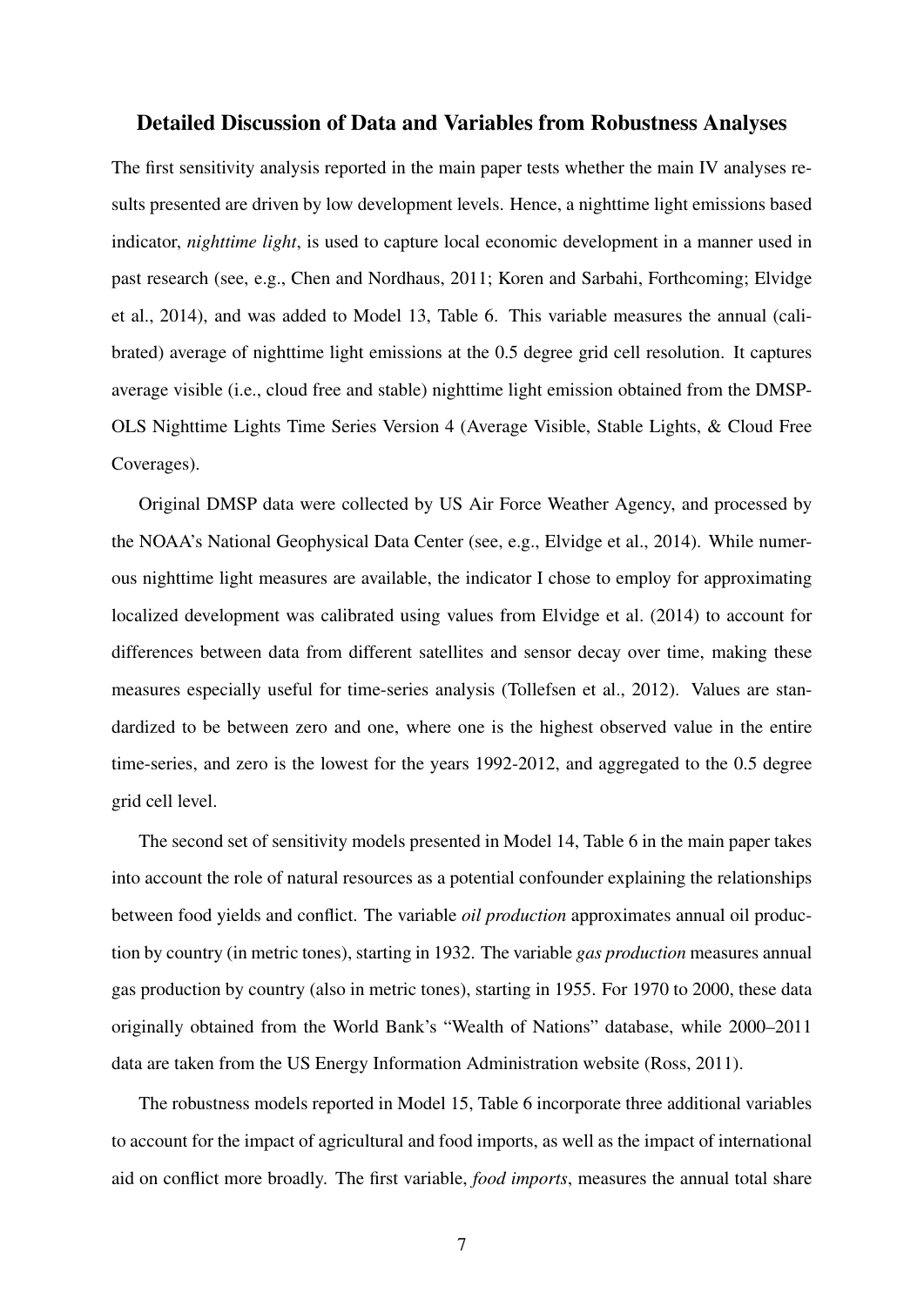## Detailed Discussion of Data and Variables from Robustness Analyses

The first sensitivity analysis reported in the main paper tests whether the main IV analyses results presented are driven by low development levels. Hence, a nighttime light emissions based indicator, *nighttime light*, is used to capture local economic development in a manner used in past research (see, e.g., Chen and Nordhaus, 2011; Koren and Sarbahi, Forthcoming; Elvidge et al., 2014), and was added to Model 13, Table 6. This variable measures the annual (calibrated) average of nighttime light emissions at the 0.5 degree grid cell resolution. It captures average visible (i.e., cloud free and stable) nighttime light emission obtained from the DMSP-OLS Nighttime Lights Time Series Version 4 (Average Visible, Stable Lights, & Cloud Free Coverages).

Original DMSP data were collected by US Air Force Weather Agency, and processed by the NOAA's National Geophysical Data Center (see, e.g., Elvidge et al., 2014). While numerous nighttime light measures are available, the indicator I chose to employ for approximating localized development was calibrated using values from Elvidge et al. (2014) to account for differences between data from different satellites and sensor decay over time, making these measures especially useful for time-series analysis (Tollefsen et al., 2012). Values are standardized to be between zero and one, where one is the highest observed value in the entire time-series, and zero is the lowest for the years 1992-2012, and aggregated to the 0.5 degree grid cell level.

The second set of sensitivity models presented in Model 14, Table 6 in the main paper takes into account the role of natural resources as a potential confounder explaining the relationships between food yields and conflict. The variable *oil production* approximates annual oil production by country (in metric tones), starting in 1932. The variable *gas production* measures annual gas production by country (also in metric tones), starting in 1955. For 1970 to 2000, these data originally obtained from the World Bank's "Wealth of Nations" database, while 2000–2011 data are taken from the US Energy Information Administration website (Ross, 2011).

The robustness models reported in Model 15, Table 6 incorporate three additional variables to account for the impact of agricultural and food imports, as well as the impact of international aid on conflict more broadly. The first variable, *food imports*, measures the annual total share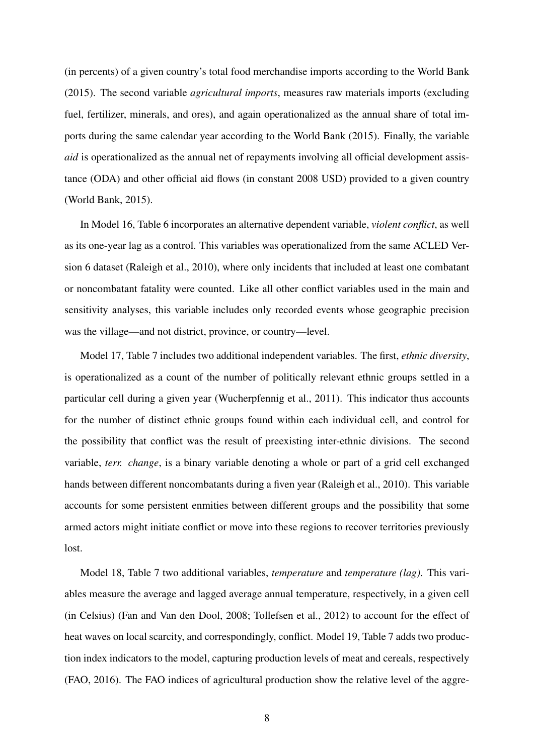(in percents) of a given country's total food merchandise imports according to the World Bank (2015). The second variable *agricultural imports*, measures raw materials imports (excluding fuel, fertilizer, minerals, and ores), and again operationalized as the annual share of total imports during the same calendar year according to the World Bank (2015). Finally, the variable *aid* is operationalized as the annual net of repayments involving all official development assistance (ODA) and other official aid flows (in constant 2008 USD) provided to a given country (World Bank, 2015).

In Model 16, Table 6 incorporates an alternative dependent variable, *violent conflict*, as well as its one-year lag as a control. This variables was operationalized from the same ACLED Version 6 dataset (Raleigh et al., 2010), where only incidents that included at least one combatant or noncombatant fatality were counted. Like all other conflict variables used in the main and sensitivity analyses, this variable includes only recorded events whose geographic precision was the village—and not district, province, or country—level.

Model 17, Table 7 includes two additional independent variables. The first, *ethnic diversity*, is operationalized as a count of the number of politically relevant ethnic groups settled in a particular cell during a given year (Wucherpfennig et al., 2011). This indicator thus accounts for the number of distinct ethnic groups found within each individual cell, and control for the possibility that conflict was the result of preexisting inter-ethnic divisions. The second variable, *terr. change*, is a binary variable denoting a whole or part of a grid cell exchanged hands between different noncombatants during a fiven year (Raleigh et al., 2010). This variable accounts for some persistent enmities between different groups and the possibility that some armed actors might initiate conflict or move into these regions to recover territories previously lost.

Model 18, Table 7 two additional variables, *temperature* and *temperature (lag)*. This variables measure the average and lagged average annual temperature, respectively, in a given cell (in Celsius) (Fan and Van den Dool, 2008; Tollefsen et al., 2012) to account for the effect of heat waves on local scarcity, and correspondingly, conflict. Model 19, Table 7 adds two production index indicators to the model, capturing production levels of meat and cereals, respectively (FAO, 2016). The FAO indices of agricultural production show the relative level of the aggre-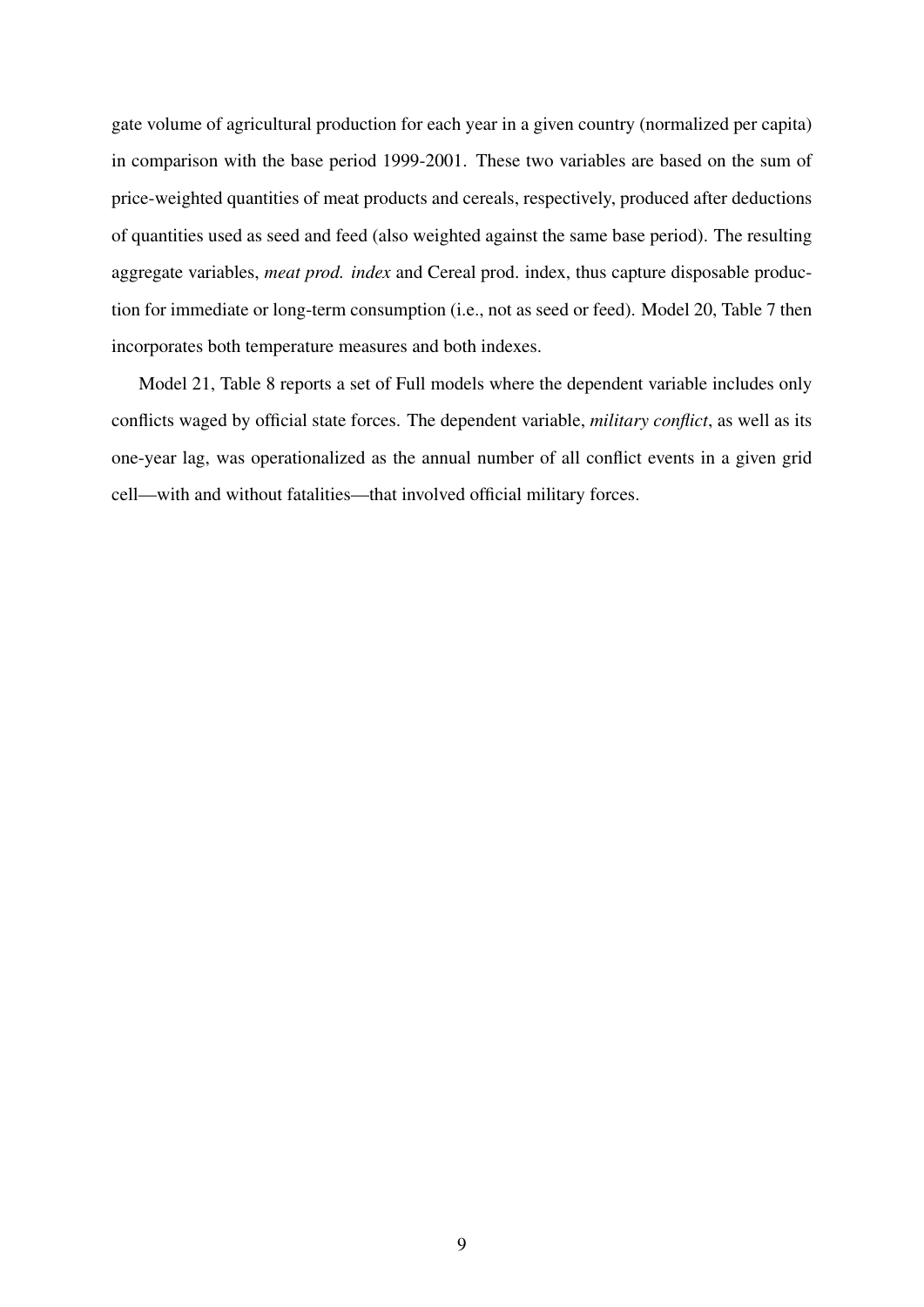gate volume of agricultural production for each year in a given country (normalized per capita) in comparison with the base period 1999-2001. These two variables are based on the sum of price-weighted quantities of meat products and cereals, respectively, produced after deductions of quantities used as seed and feed (also weighted against the same base period). The resulting aggregate variables, *meat prod. index* and Cereal prod. index, thus capture disposable production for immediate or long-term consumption (i.e., not as seed or feed). Model 20, Table 7 then incorporates both temperature measures and both indexes.

Model 21, Table 8 reports a set of Full models where the dependent variable includes only conflicts waged by official state forces. The dependent variable, *military conflict*, as well as its one-year lag, was operationalized as the annual number of all conflict events in a given grid cell—with and without fatalities—that involved official military forces.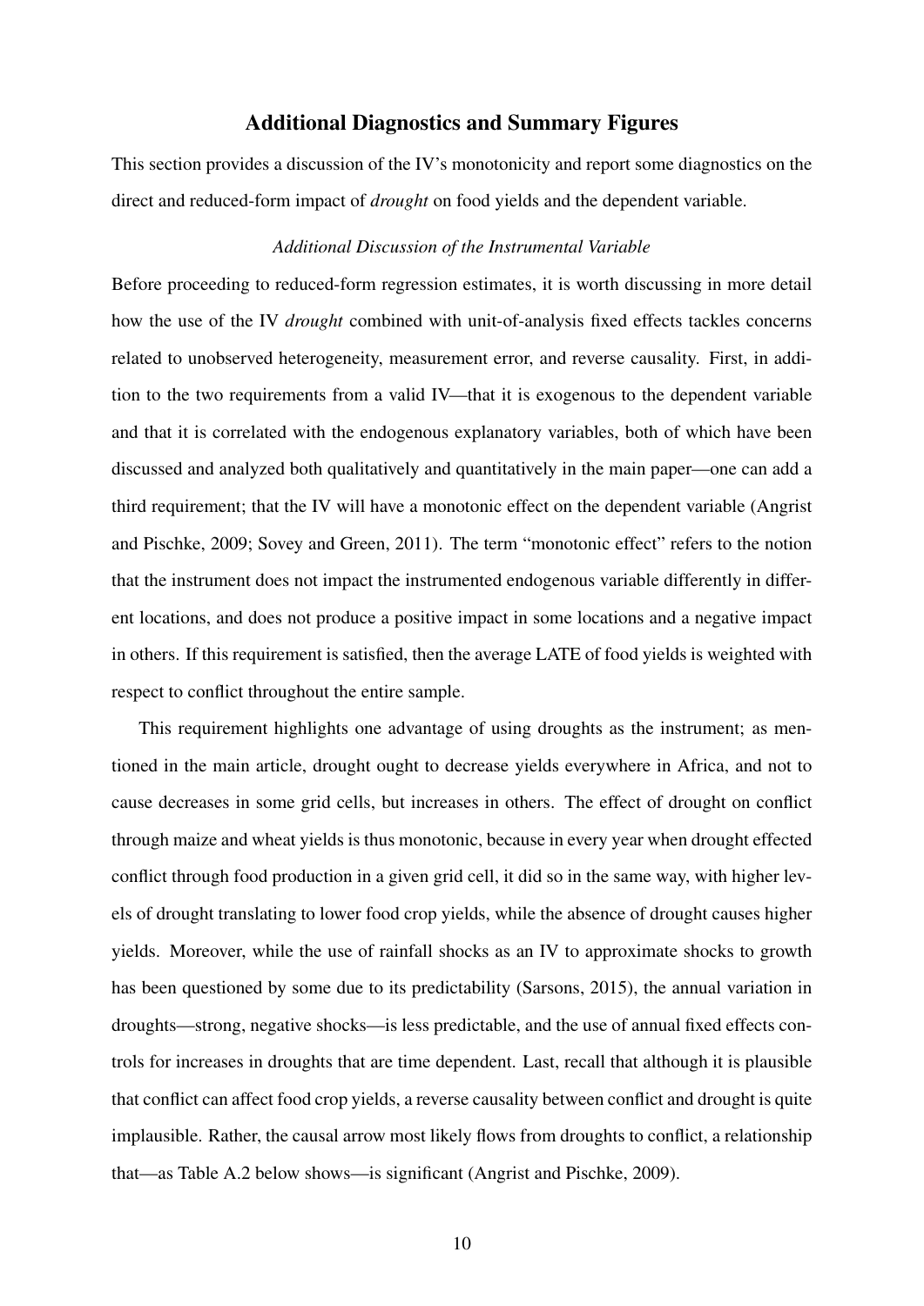## Additional Diagnostics and Summary Figures

This section provides a discussion of the IV's monotonicity and report some diagnostics on the direct and reduced-form impact of *drought* on food yields and the dependent variable.

### *Additional Discussion of the Instrumental Variable*

Before proceeding to reduced-form regression estimates, it is worth discussing in more detail how the use of the IV *drought* combined with unit-of-analysis fixed effects tackles concerns related to unobserved heterogeneity, measurement error, and reverse causality. First, in addition to the two requirements from a valid IV—that it is exogenous to the dependent variable and that it is correlated with the endogenous explanatory variables, both of which have been discussed and analyzed both qualitatively and quantitatively in the main paper—one can add a third requirement; that the IV will have a monotonic effect on the dependent variable (Angrist and Pischke, 2009; Sovey and Green, 2011). The term "monotonic effect" refers to the notion that the instrument does not impact the instrumented endogenous variable differently in different locations, and does not produce a positive impact in some locations and a negative impact in others. If this requirement is satisfied, then the average LATE of food yields is weighted with respect to conflict throughout the entire sample.

This requirement highlights one advantage of using droughts as the instrument; as mentioned in the main article, drought ought to decrease yields everywhere in Africa, and not to cause decreases in some grid cells, but increases in others. The effect of drought on conflict through maize and wheat yields is thus monotonic, because in every year when drought effected conflict through food production in a given grid cell, it did so in the same way, with higher levels of drought translating to lower food crop yields, while the absence of drought causes higher yields. Moreover, while the use of rainfall shocks as an IV to approximate shocks to growth has been questioned by some due to its predictability (Sarsons, 2015), the annual variation in droughts—strong, negative shocks—is less predictable, and the use of annual fixed effects controls for increases in droughts that are time dependent. Last, recall that although it is plausible that conflict can affect food crop yields, a reverse causality between conflict and drought is quite implausible. Rather, the causal arrow most likely flows from droughts to conflict, a relationship that—as Table A.2 below shows—is significant (Angrist and Pischke, 2009).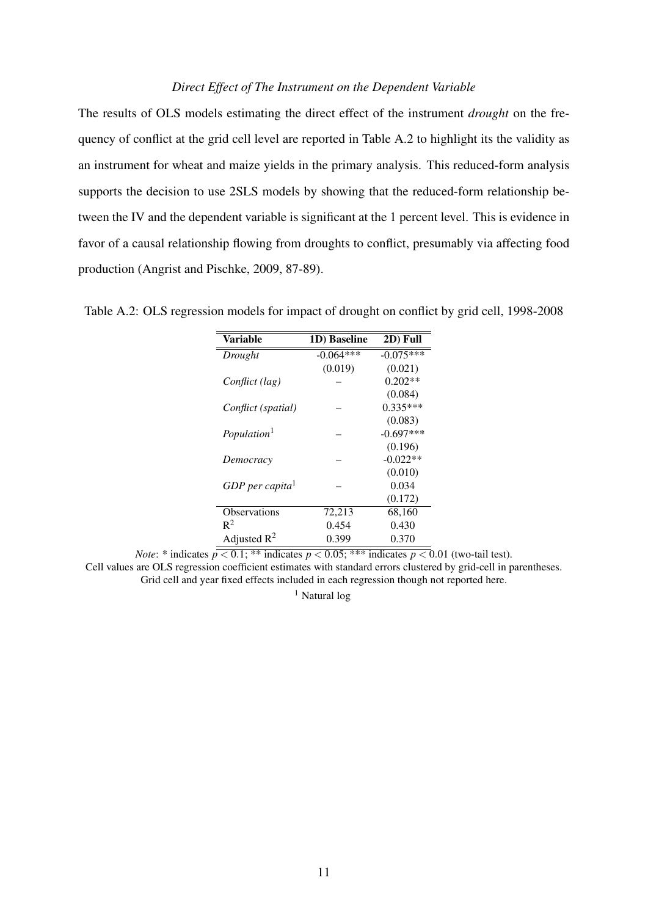### *Direct Effect of The Instrument on the Dependent Variable*

The results of OLS models estimating the direct effect of the instrument *drought* on the frequency of conflict at the grid cell level are reported in Table A.2 to highlight its the validity as an instrument for wheat and maize yields in the primary analysis. This reduced-form analysis supports the decision to use 2SLS models by showing that the reduced-form relationship between the IV and the dependent variable is significant at the 1 percent level. This is evidence in favor of a causal relationship flowing from droughts to conflict, presumably via affecting food production (Angrist and Pischke, 2009, 87-89).

Table A.2: OLS regression models for impact of drought on conflict by grid cell, 1998-2008

| **Variable** | **1D) Baseline** | **2D) Full** |
|---|---|---|
| *Drought* | -0.064*** | -0.075*** |
| | (0.019) | (0.021) |
| *Conflict (lag)* | – | 0.202** |
| | | (0.084) |
| *Conflict (spatial)* | – | 0.335*** |
| | | (0.083) |
| *Population*[1] | – | -0.697*** |
| | | (0.196) |
| *Democracy* | – | -0.022** |
| | | (0.010) |
| *GDP per capita*[1] | – | 0.034 |
| | | (0.172) |
| Observations | 72,213 | 68,160 |
| $R^2$ | 0.454 | 0.430 |
| Adjusted $R^2$ | 0.399 | 0.370 |

*Note*: * indicates $p < 0.1$; ** indicates $p < 0.05$; *** indicates $p < 0.01$ (two-tail test).
Cell values are OLS regression coefficient estimates with standard errors clustered by grid-cell in parentheses.
Grid cell and year fixed effects included in each regression though not reported here.

[1] Natural log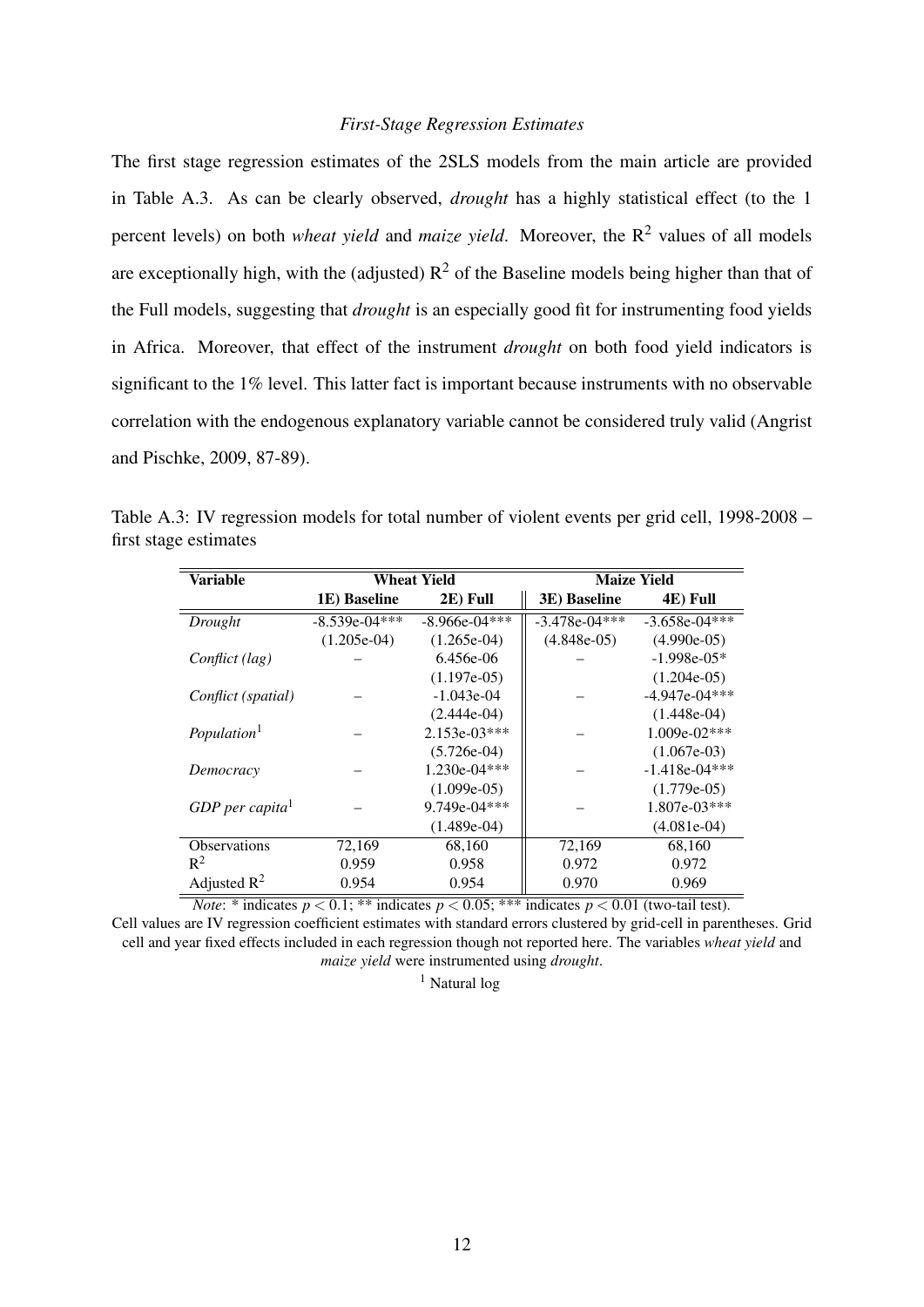*First-Stage Regression Estimates*

The first stage regression estimates of the 2SLS models from the main article are provided in Table A.3. As can be clearly observed, *drought* has a highly statistical effect (to the 1 percent levels) on both *wheat yield* and *maize yield*. Moreover, the $R^2$ values of all models are exceptionally high, with the (adjusted) $R^2$ of the Baseline models being higher than that of the Full models, suggesting that *drought* is an especially good fit for instrumenting food yields in Africa. Moreover, that effect of the instrument *drought* on both food yield indicators is significant to the 1% level. This latter fact is important because instruments with no observable correlation with the endogenous explanatory variable cannot be considered truly valid (Angrist and Pischke, 2009, 87-89).

Table A.3: IV regression models for total number of violent events per grid cell, 1998-2008 – first stage estimates

| Variable | Wheat Yield | | Maize Yield | |
|---|---|---|---|---|
| | 1E) Baseline | 2E) Full | 3E) Baseline | 4E) Full |
| *Drought* | -8.539e-04*** | -8.966e-04*** | -3.478e-04*** | -3.658e-04*** |
| | (1.205e-04) | (1.265e-04) | (4.848e-05) | (4.990e-05) |
| *Conflict (lag)* | – | 6.456e-06 | – | -1.998e-05* |
| | | (1.197e-05) | | (1.204e-05) |
| *Conflict (spatial)* | – | -1.043e-04 | – | -4.947e-04*** |
| | | (2.444e-04) | | (1.448e-04) |
| *Population*[1] | – | 2.153e-03*** | – | 1.009e-02*** |
| | | (5.726e-04) | | (1.067e-03) |
| *Democracy* | – | 1.230e-04*** | – | -1.418e-04*** |
| | | (1.099e-05) | | (1.779e-05) |
| *GDP per capita*[1] | – | 9.749e-04*** | – | 1.807e-03*** |
| | | (1.489e-04) | | (4.081e-04) |
| Observations | 72,169 | 68,160 | 72,169 | 68,160 |
| $R^2$ | 0.959 | 0.958 | 0.972 | 0.972 |
| Adjusted $R^2$ | 0.954 | 0.954 | 0.970 | 0.969 |

*Note*: * indicates $p < 0.1$; ** indicates $p < 0.05$; *** indicates $p < 0.01$ (two-tail test).
Cell values are IV regression coefficient estimates with standard errors clustered by grid-cell in parentheses. Grid cell and year fixed effects included in each regression though not reported here. The variables *wheat yield* and *maize yield* were instrumented using *drought*.

[1] Natural log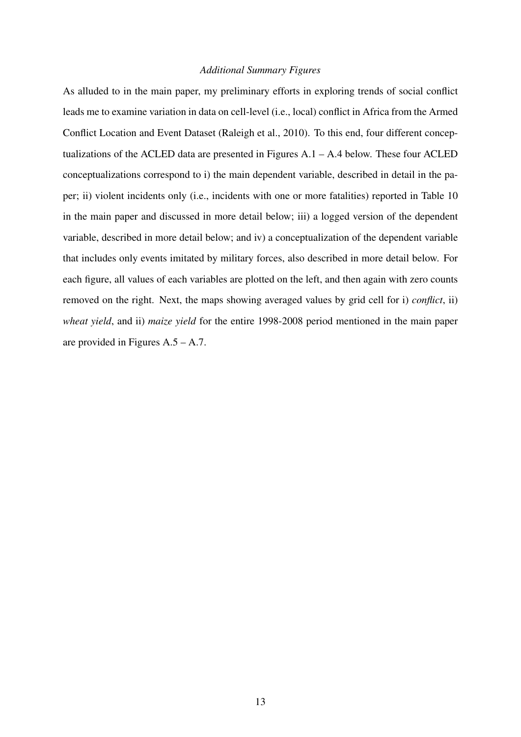*Additional Summary Figures*

As alluded to in the main paper, my preliminary efforts in exploring trends of social conflict leads me to examine variation in data on cell-level (i.e., local) conflict in Africa from the Armed Conflict Location and Event Dataset (Raleigh et al., 2010). To this end, four different conceptualizations of the ACLED data are presented in Figures A.1 – A.4 below. These four ACLED conceptualizations correspond to i) the main dependent variable, described in detail in the paper; ii) violent incidents only (i.e., incidents with one or more fatalities) reported in Table 10 in the main paper and discussed in more detail below; iii) a logged version of the dependent variable, described in more detail below; and iv) a conceptualization of the dependent variable that includes only events imitated by military forces, also described in more detail below. For each figure, all values of each variables are plotted on the left, and then again with zero counts removed on the right. Next, the maps showing averaged values by grid cell for i) *conflict*, ii) *wheat yield*, and ii) *maize yield* for the entire 1998-2008 period mentioned in the main paper are provided in Figures A.5 – A.7.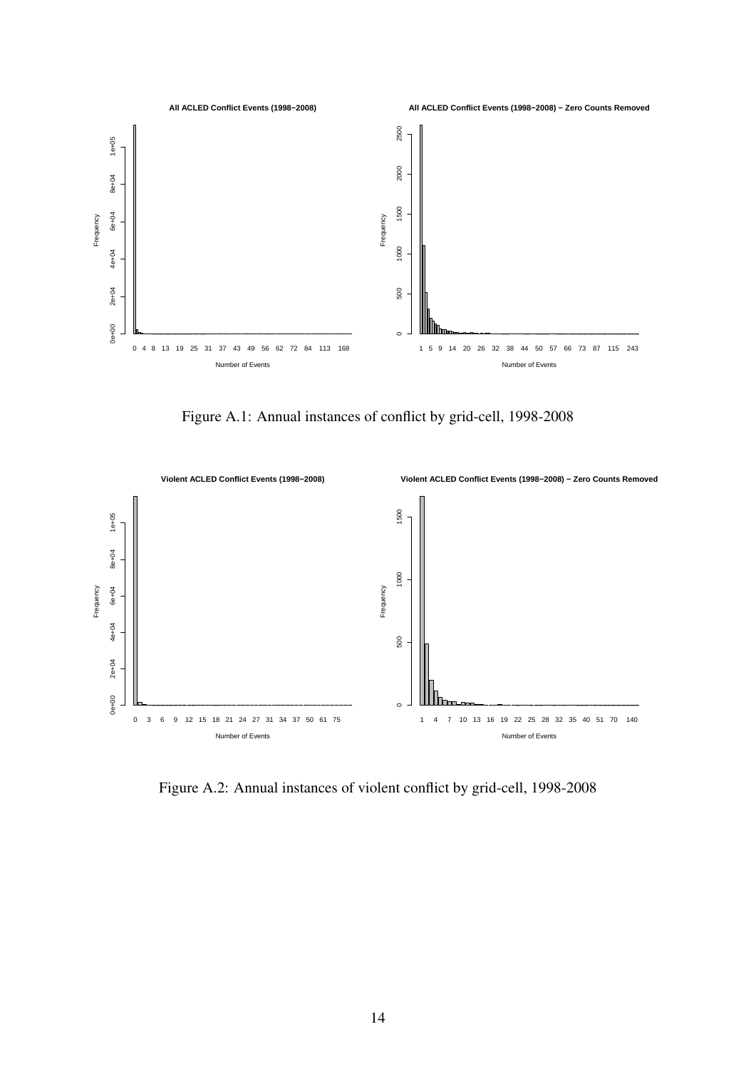Figure A.1: Annual instances of conflict by grid-cell, 1998-2008

Figure A.2: Annual instances of violent conflict by grid-cell, 1998-2008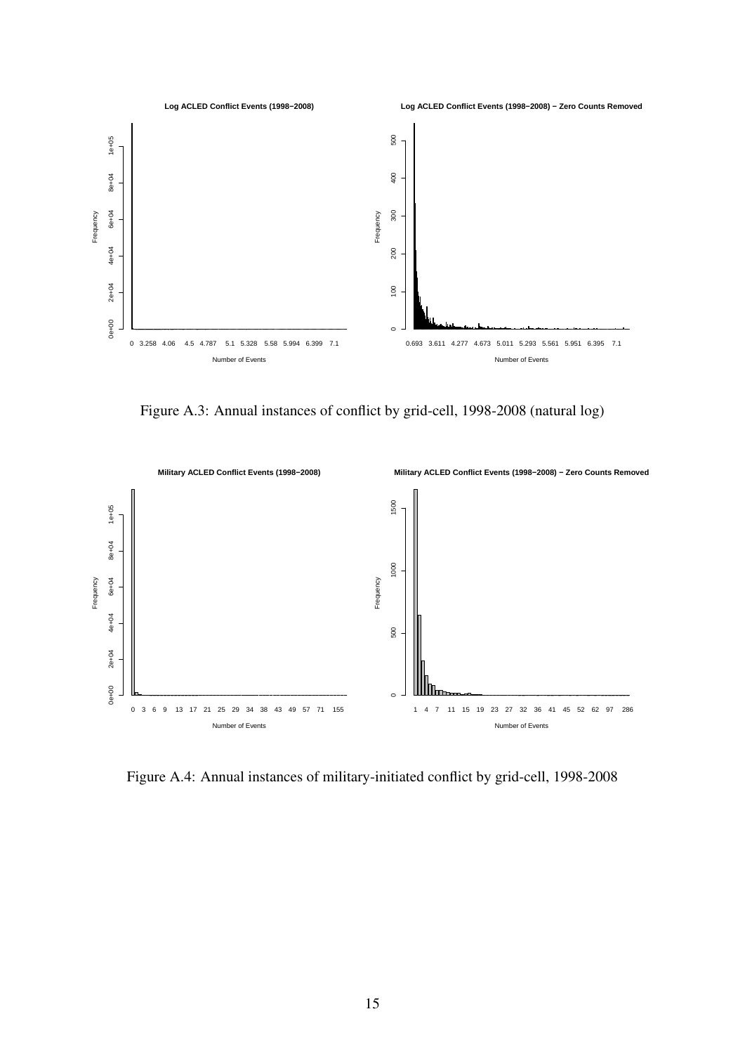Figure A.3: Annual instances of conflict by grid-cell, 1998-2008 (natural log)

Figure A.4: Annual instances of military-initiated conflict by grid-cell, 1998-2008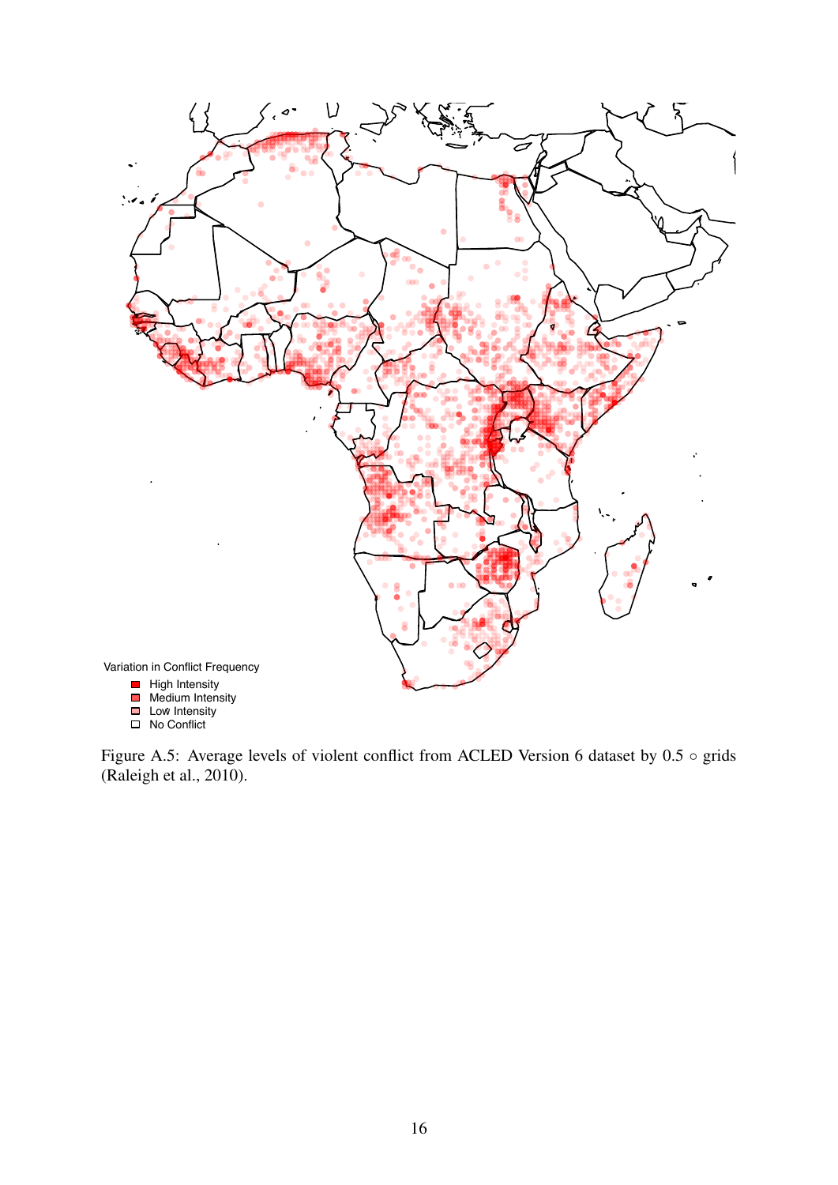Variation in Conflict Frequency

- High Intensity
- Medium Intensity
- Low Intensity
- No Conflict

Figure A.5: Average levels of violent conflict from ACLED Version 6 dataset by 0.5 ◦ grids (Raleigh et al., 2010).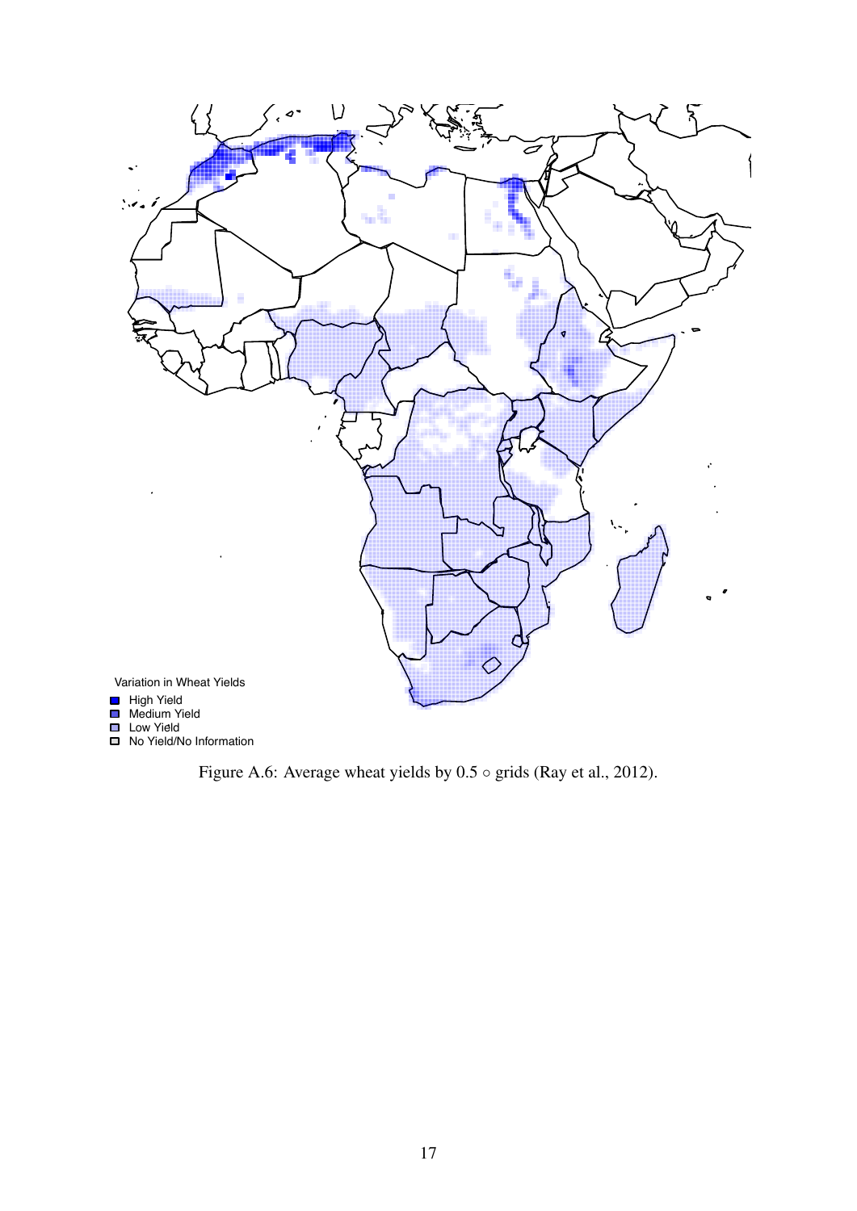Variation in Wheat Yields

- High Yield
- Medium Yield
- Low Yield
- No Yield/No Information

Figure A.6: Average wheat yields by 0.5 ∘ grids (Ray et al., 2012).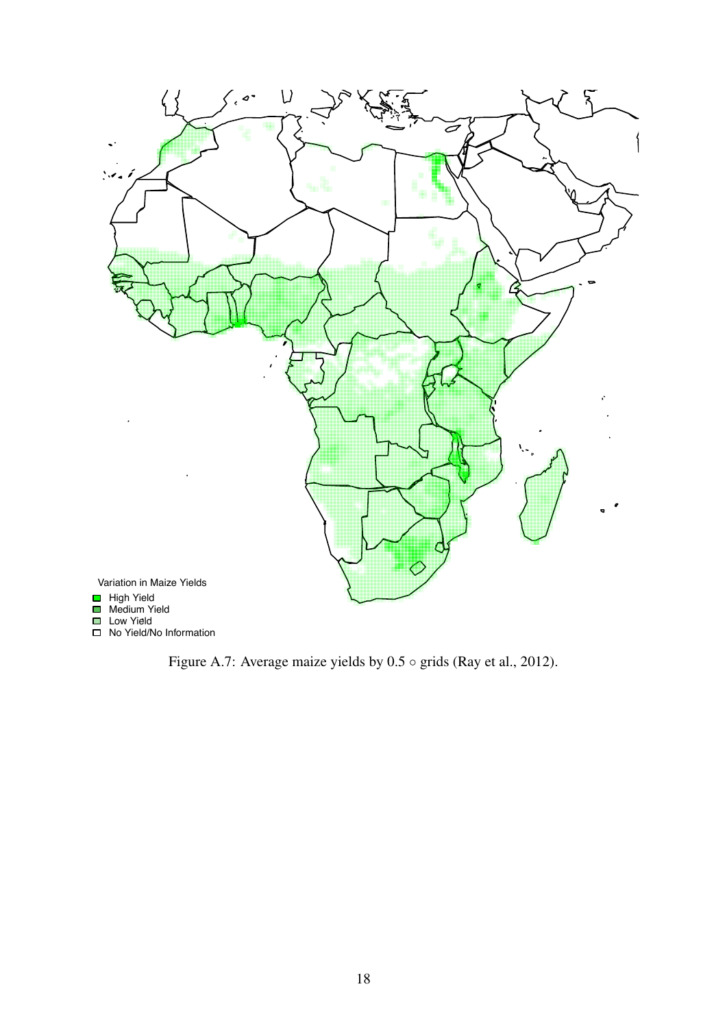Variation in Maize Yields

- High Yield
- Medium Yield
- Low Yield
- No Yield/No Information

Figure A.7: Average maize yields by 0.5 ∘ grids (Ray et al., 2012).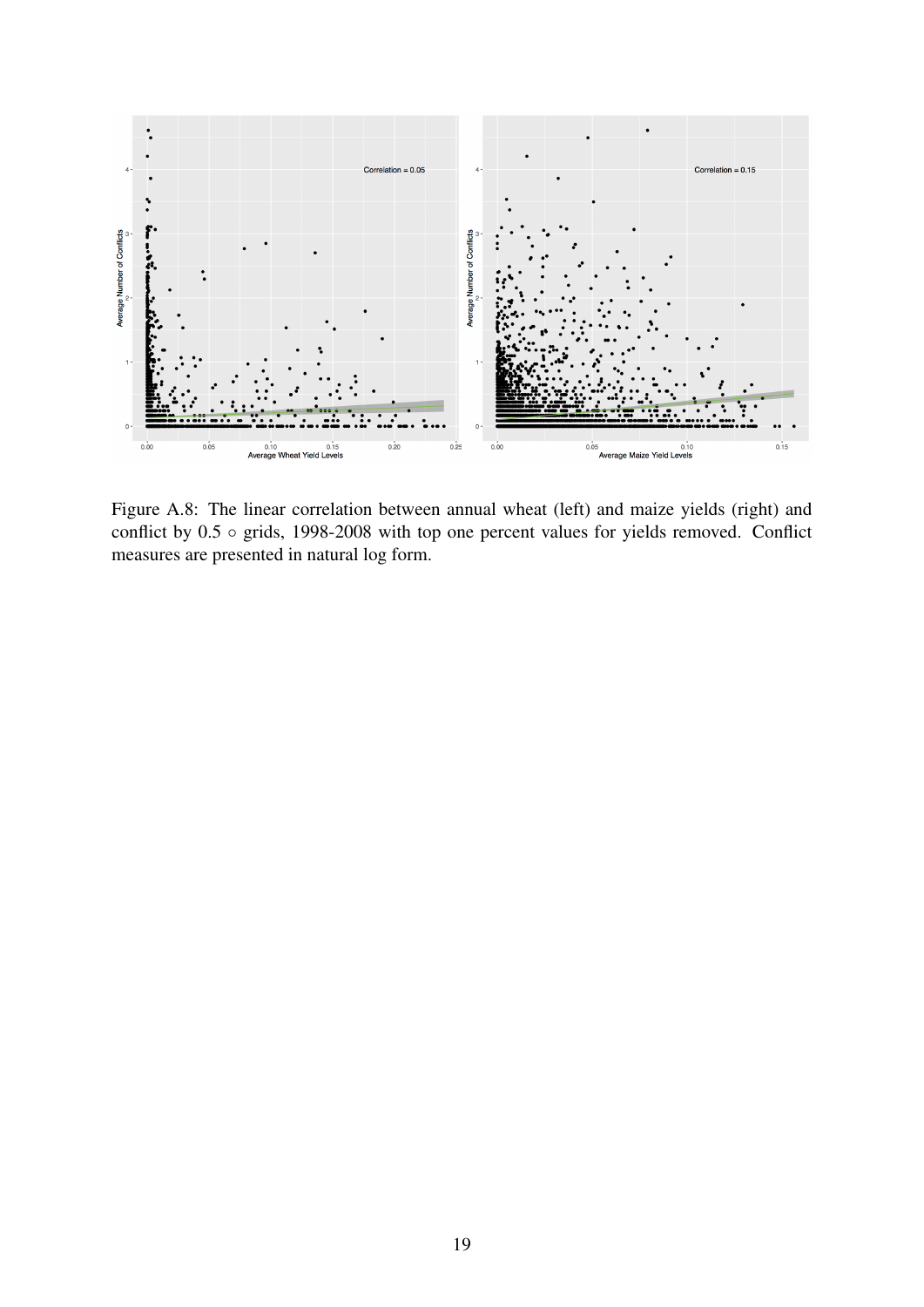Figure A.8: The linear correlation between annual wheat (left) and maize yields (right) and conflict by 0.5 $\circ$ grids, 1998-2008 with top one percent values for yields removed. Conflict measures are presented in natural log form.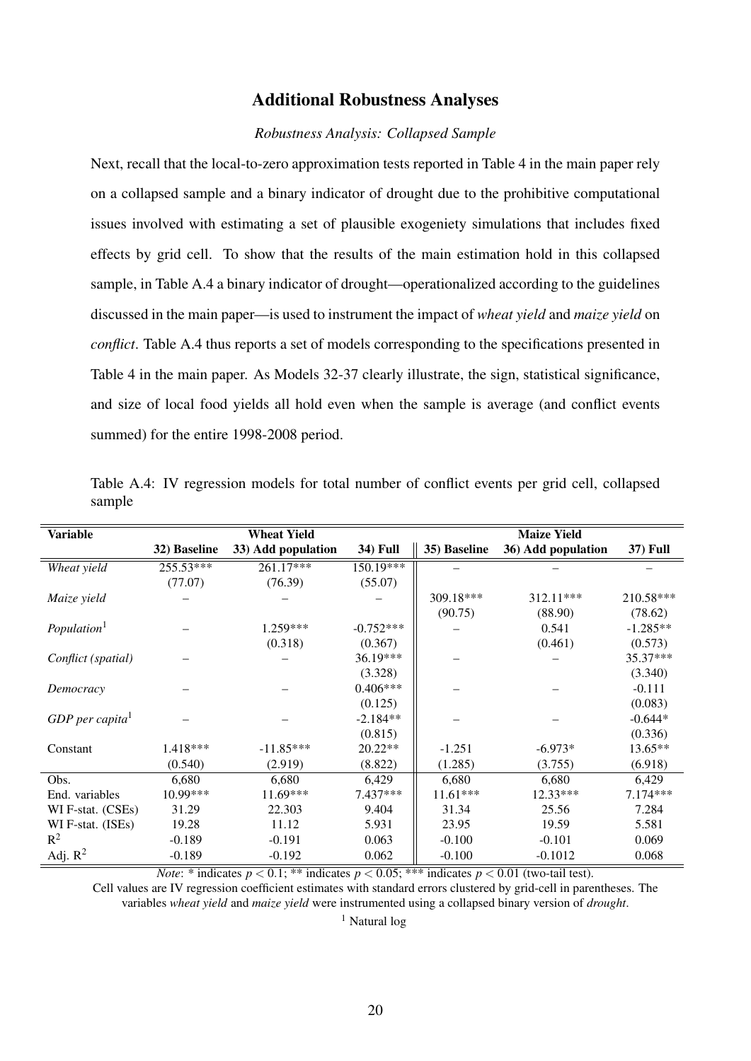## Additional Robustness Analyses

### *Robustness Analysis: Collapsed Sample*

Next, recall that the local-to-zero approximation tests reported in Table 4 in the main paper rely on a collapsed sample and a binary indicator of drought due to the prohibitive computational issues involved with estimating a set of plausible exogeniety simulations that includes fixed effects by grid cell. To show that the results of the main estimation hold in this collapsed sample, in Table A.4 a binary indicator of drought—operationalized according to the guidelines discussed in the main paper—is used to instrument the impact of *wheat yield* and *maize yield* on *conflict*. Table A.4 thus reports a set of models corresponding to the specifications presented in Table 4 in the main paper. As Models 32-37 clearly illustrate, the sign, statistical significance, and size of local food yields all hold even when the sample is average (and conflict events summed) for the entire 1998-2008 period.

Table A.4: IV regression models for total number of conflict events per grid cell, collapsed sample

| Variable | Wheat Yield | | | Maize Yield | | |
|---|---|---|---|---|---|---|
| | 32) Baseline | 33) Add population | 34) Full | 35) Baseline | 36) Add population | 37) Full |
| *Wheat yield* | 255.53*** | 261.17*** | 150.19*** | – | – | – |
| | (77.07) | (76.39) | (55.07) | | | |
| *Maize yield* | – | – | – | 309.18*** | 312.11*** | 210.58*** |
| | | | | (90.75) | (88.90) | (78.62) |
| *Population*[1] | – | 1.259*** | -0.752*** | – | 0.541 | -1.285** |
| | | (0.318) | (0.367) | | (0.461) | (0.573) |
| *Conflict (spatial)* | – | – | 36.19*** | – | – | 35.37*** |
| | | | (3.328) | | | (3.340) |
| *Democracy* | – | – | 0.406*** | – | – | -0.111 |
| | | | (0.125) | | | (0.083) |
| *GDP per capita*[1] | – | – | -2.184** | – | – | -0.644* |
| | | | (0.815) | | | (0.336) |
| Constant | 1.418*** | -11.85*** | 20.22** | -1.251 | -6.973* | 13.65** |
| | (0.540) | (2.919) | (8.822) | (1.285) | (3.755) | (6.918) |
| Obs. | 6,680 | 6,680 | 6,429 | 6,680 | 6,680 | 6,429 |
| End. variables | 10.99*** | 11.69*** | 7.437*** | 11.61*** | 12.33*** | 7.174*** |
| WI F-stat. (CSEs) | 31.29 | 22.303 | 9.404 | 31.34 | 25.56 | 7.284 |
| WI F-stat. (ISEs) | 19.28 | 11.12 | 5.931 | 23.95 | 19.59 | 5.581 |
| $R^2$ | -0.189 | -0.191 | 0.063 | -0.100 | -0.101 | 0.069 |
| Adj. $R^2$ | -0.189 | -0.192 | 0.062 | -0.100 | -0.1012 | 0.068 |

*Note*: * indicates $p < 0.1$; ** indicates $p < 0.05$; *** indicates $p < 0.01$ (two-tail test).

Cell values are IV regression coefficient estimates with standard errors clustered by grid-cell in parentheses. The variables *wheat yield* and *maize yield* were instrumented using a collapsed binary version of *drought*.

[1] Natural log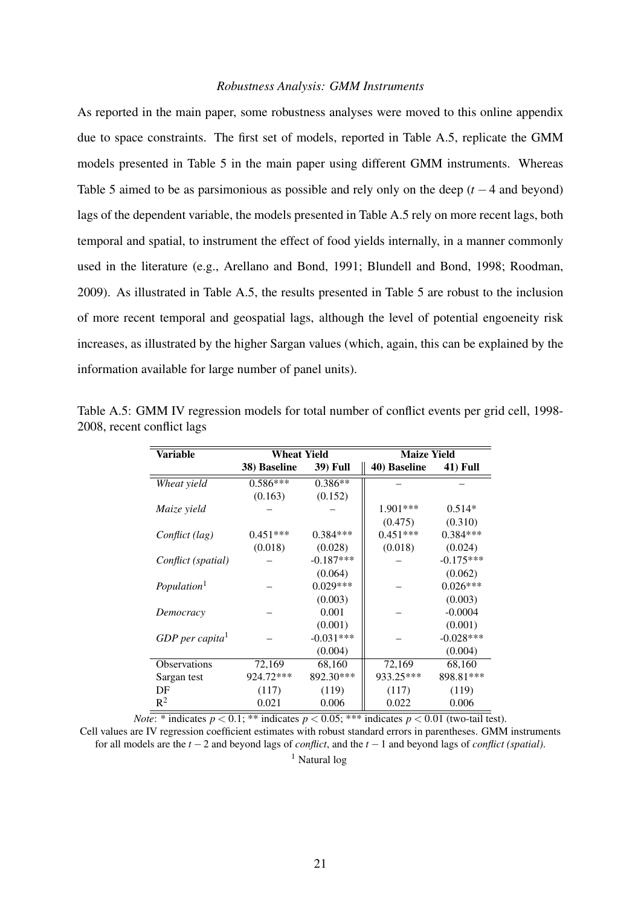### *Robustness Analysis: GMM Instruments*

As reported in the main paper, some robustness analyses were moved to this online appendix due to space constraints. The first set of models, reported in Table A.5, replicate the GMM models presented in Table 5 in the main paper using different GMM instruments. Whereas Table 5 aimed to be as parsimonious as possible and rely only on the deep ($t-4$ and beyond) lags of the dependent variable, the models presented in Table A.5 rely on more recent lags, both temporal and spatial, to instrument the effect of food yields internally, in a manner commonly used in the literature (e.g., Arellano and Bond, 1991; Blundell and Bond, 1998; Roodman, 2009). As illustrated in Table A.5, the results presented in Table 5 are robust to the inclusion of more recent temporal and geospatial lags, although the level of potential engoeneity risk increases, as illustrated by the higher Sargan values (which, again, this can be explained by the information available for large number of panel units).

Table A.5: GMM IV regression models for total number of conflict events per grid cell, 1998-2008, recent conflict lags

| Variable | Wheat Yield | | Maize Yield | |
|---|---|---|---|---|
| | 38) Baseline | 39) Full | 40) Baseline | 41) Full |
| *Wheat yield* | 0.586*** | 0.386** | – | – |
| | (0.163) | (0.152) | | |
| *Maize yield* | – | – | 1.901*** | 0.514* |
| | | | (0.475) | (0.310) |
| *Conflict (lag)* | 0.451*** | 0.384*** | 0.451*** | 0.384*** |
| | (0.018) | (0.028) | (0.018) | (0.024) |
| *Conflict (spatial)* | – | -0.187*** | – | -0.175*** |
| | | (0.064) | | (0.062) |
| *Population*[1] | – | 0.029*** | – | 0.026*** |
| | | (0.003) | | (0.003) |
| *Democracy* | – | 0.001 | – | -0.0004 |
| | | (0.001) | | (0.001) |
| *GDP per capita*[1] | – | -0.031*** | – | -0.028*** |
| | | (0.004) | | (0.004) |
| Observations | 72,169 | 68,160 | 72,169 | 68,160 |
| Sargan test | 924.72*** | 892.30*** | 933.25*** | 898.81*** |
| DF | (117) | (119) | (117) | (119) |
| $R^2$ | 0.021 | 0.006 | 0.022 | 0.006 |

*Note*: * indicates $p < 0.1$; ** indicates $p < 0.05$; *** indicates $p < 0.01$ (two-tail test).
Cell values are IV regression coefficient estimates with robust standard errors in parentheses. GMM instruments for all models are the $t-2$ and beyond lags of *conflict*, and the $t-1$ and beyond lags of *conflict (spatial)*.

[1] Natural log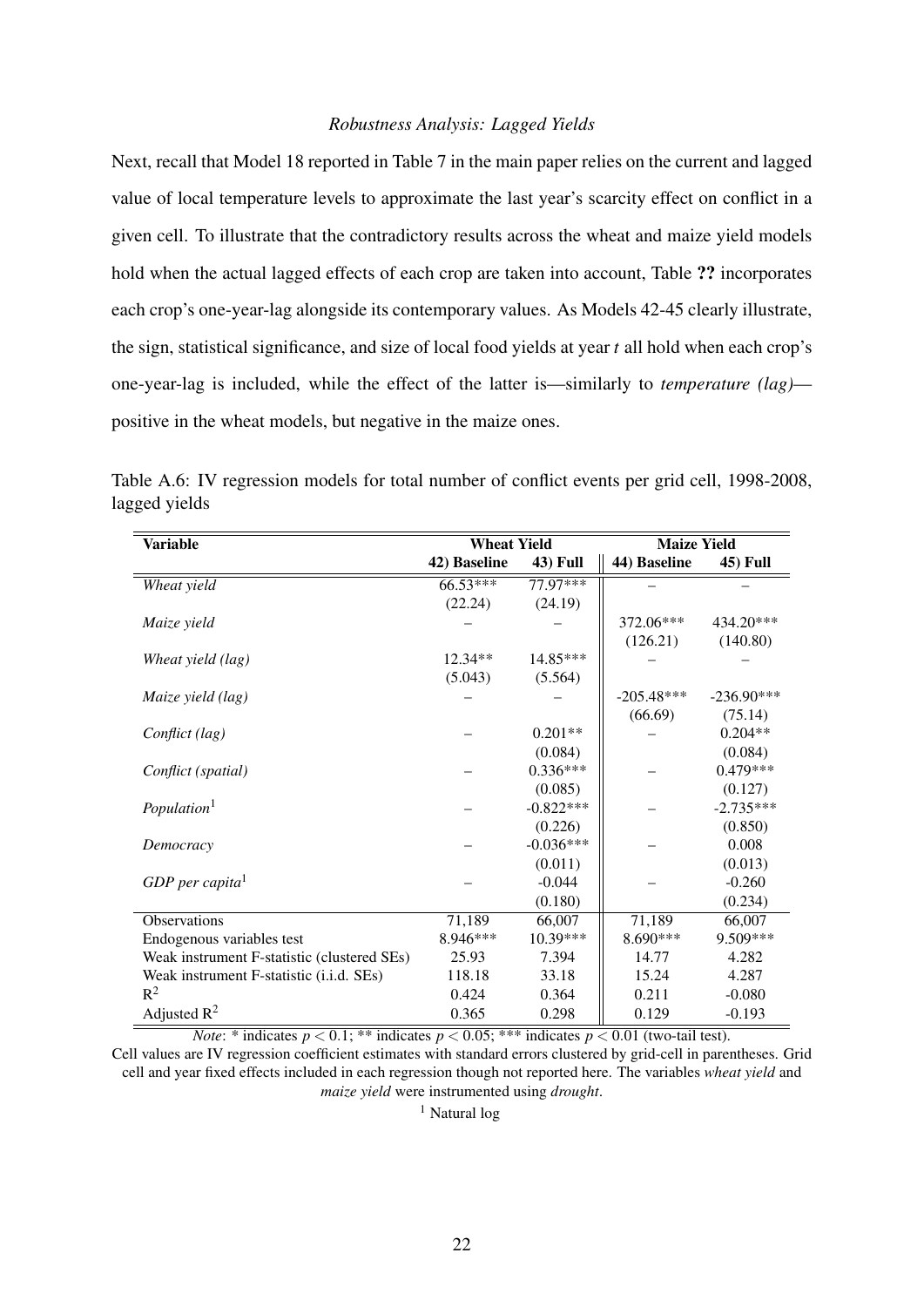*Robustness Analysis: Lagged Yields*

Next, recall that Model 18 reported in Table 7 in the main paper relies on the current and lagged value of local temperature levels to approximate the last year's scarcity effect on conflict in a given cell. To illustrate that the contradictory results across the wheat and maize yield models hold when the actual lagged effects of each crop are taken into account, Table **??** incorporates each crop's one-year-lag alongside its contemporary values. As Models 42-45 clearly illustrate, the sign, statistical significance, and size of local food yields at year *t* all hold when each crop's one-year-lag is included, while the effect of the latter is—similarly to *temperature (lag)*—positive in the wheat models, but negative in the maize ones.

Table A.6: IV regression models for total number of conflict events per grid cell, 1998-2008, lagged yields

| Variable | Wheat Yield | | Maize Yield | |
|---|---|---|---|---|
| | 42) Baseline | 43) Full | 44) Baseline | 45) Full |
| *Wheat yield* | 66.53*** | 77.97*** | – | – |
| | (22.24) | (24.19) | | |
| *Maize yield* | – | – | 372.06*** | 434.20*** |
| | | | (126.21) | (140.80) |
| *Wheat yield (lag)* | 12.34** | 14.85*** | – | – |
| | (5.043) | (5.564) | | |
| *Maize yield (lag)* | – | – | -205.48*** | -236.90*** |
| | | | (66.69) | (75.14) |
| *Conflict (lag)* | – | 0.201** | – | 0.204** |
| | | (0.084) | | (0.084) |
| *Conflict (spatial)* | – | 0.336*** | – | 0.479*** |
| | | (0.085) | | (0.127) |
| *Population*[1] | – | -0.822*** | – | -2.735*** |
| | | (0.226) | | (0.850) |
| *Democracy* | – | -0.036*** | – | 0.008 |
| | | (0.011) | | (0.013) |
| *GDP per capita*[1] | – | -0.044 | – | -0.260 |
| | | (0.180) | | (0.234) |
| Observations | 71,189 | 66,007 | 71,189 | 66,007 |
| Endogenous variables test | 8.946*** | 10.39*** | 8.690*** | 9.509*** |
| Weak instrument F-statistic (clustered SEs) | 25.93 | 7.394 | 14.77 | 4.282 |
| Weak instrument F-statistic (i.i.d. SEs) | 118.18 | 33.18 | 15.24 | 4.287 |
| $R^2$ | 0.424 | 0.364 | 0.211 | -0.080 |
| Adjusted $R^2$ | 0.365 | 0.298 | 0.129 | -0.193 |

*Note*: * indicates $p < 0.1$; ** indicates $p < 0.05$; *** indicates $p < 0.01$ (two-tail test).
Cell values are IV regression coefficient estimates with standard errors clustered by grid-cell in parentheses. Grid cell and year fixed effects included in each regression though not reported here. The variables *wheat yield* and *maize yield* were instrumented using *drought*.

[1] Natural log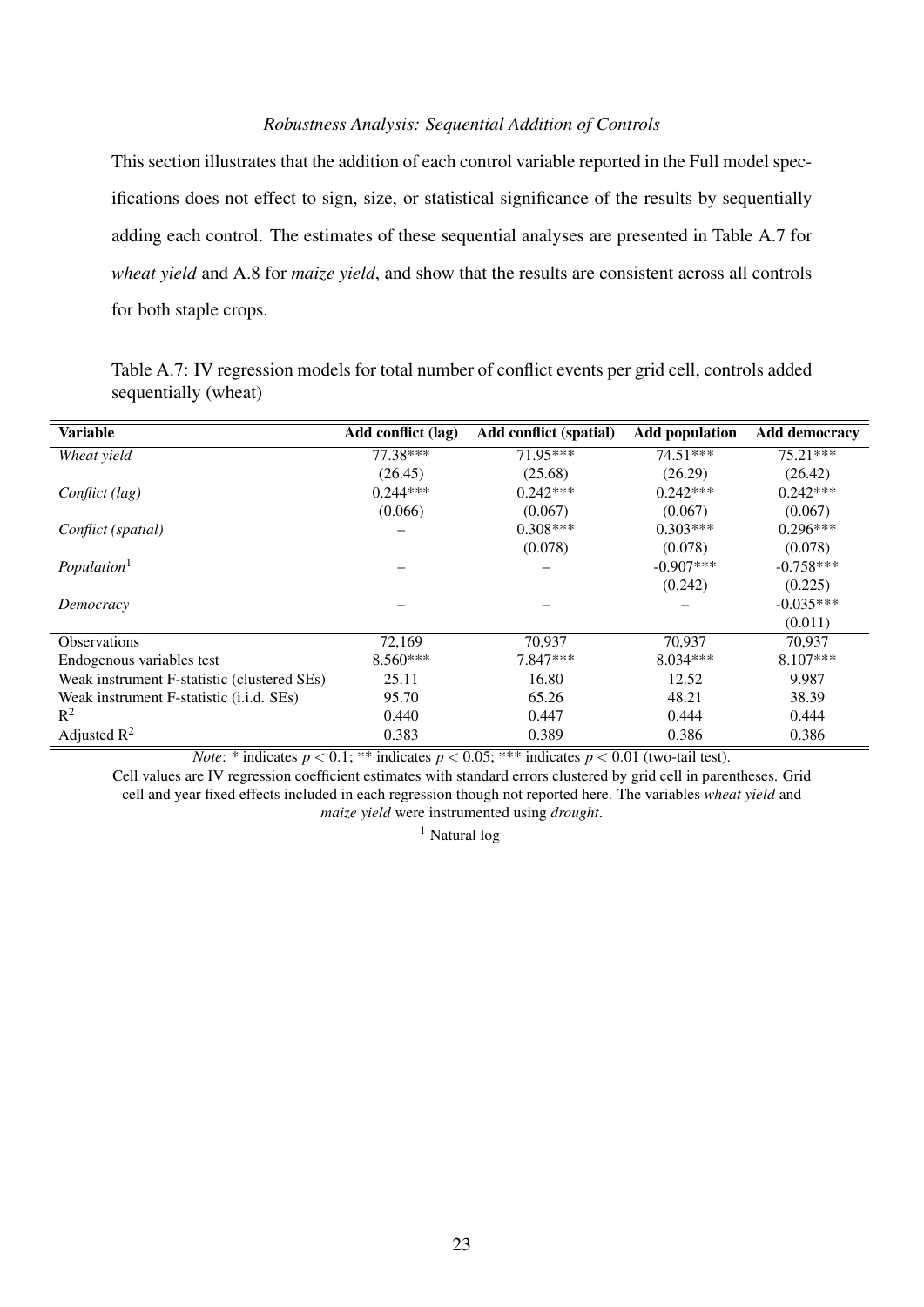*Robustness Analysis: Sequential Addition of Controls*

This section illustrates that the addition of each control variable reported in the Full model specifications does not effect to sign, size, or statistical significance of the results by sequentially adding each control. The estimates of these sequential analyses are presented in Table A.7 for *wheat yield* and A.8 for *maize yield*, and show that the results are consistent across all controls for both staple crops.

Table A.7: IV regression models for total number of conflict events per grid cell, controls added sequentially (wheat)

| **Variable** | **Add conflict (lag)** | **Add conflict (spatial)** | **Add population** | **Add democracy** |
|---|---|---|---|---|
| *Wheat yield* | 77.38*** | 71.95*** | 74.51*** | 75.21*** |
| | (26.45) | (25.68) | (26.29) | (26.42) |
| *Conflict (lag)* | 0.244*** | 0.242*** | 0.242*** | 0.242*** |
| | (0.066) | (0.067) | (0.067) | (0.067) |
| *Conflict (spatial)* | – | 0.308*** | 0.303*** | 0.296*** |
| | | (0.078) | (0.078) | (0.078) |
| *Population*[1] | – | – | -0.907*** | -0.758*** |
| | | | (0.242) | (0.225) |
| *Democracy* | – | – | – | -0.035*** |
| | | | | (0.011) |
| Observations | 72,169 | 70,937 | 70,937 | 70,937 |
| Endogenous variables test | 8.560*** | 7.847*** | 8.034*** | 8.107*** |
| Weak instrument F-statistic (clustered SEs) | 25.11 | 16.80 | 12.52 | 9.987 |
| Weak instrument F-statistic (i.i.d. SEs) | 95.70 | 65.26 | 48.21 | 38.39 |
| $R^2$ | 0.440 | 0.447 | 0.444 | 0.444 |
| Adjusted $R^2$ | 0.383 | 0.389 | 0.386 | 0.386 |

*Note*: * indicates $p < 0.1$; ** indicates $p < 0.05$; *** indicates $p < 0.01$ (two-tail test).

Cell values are IV regression coefficient estimates with standard errors clustered by grid cell in parentheses. Grid cell and year fixed effects included in each regression though not reported here. The variables *wheat yield* and *maize yield* were instrumented using *drought*.

[1] Natural log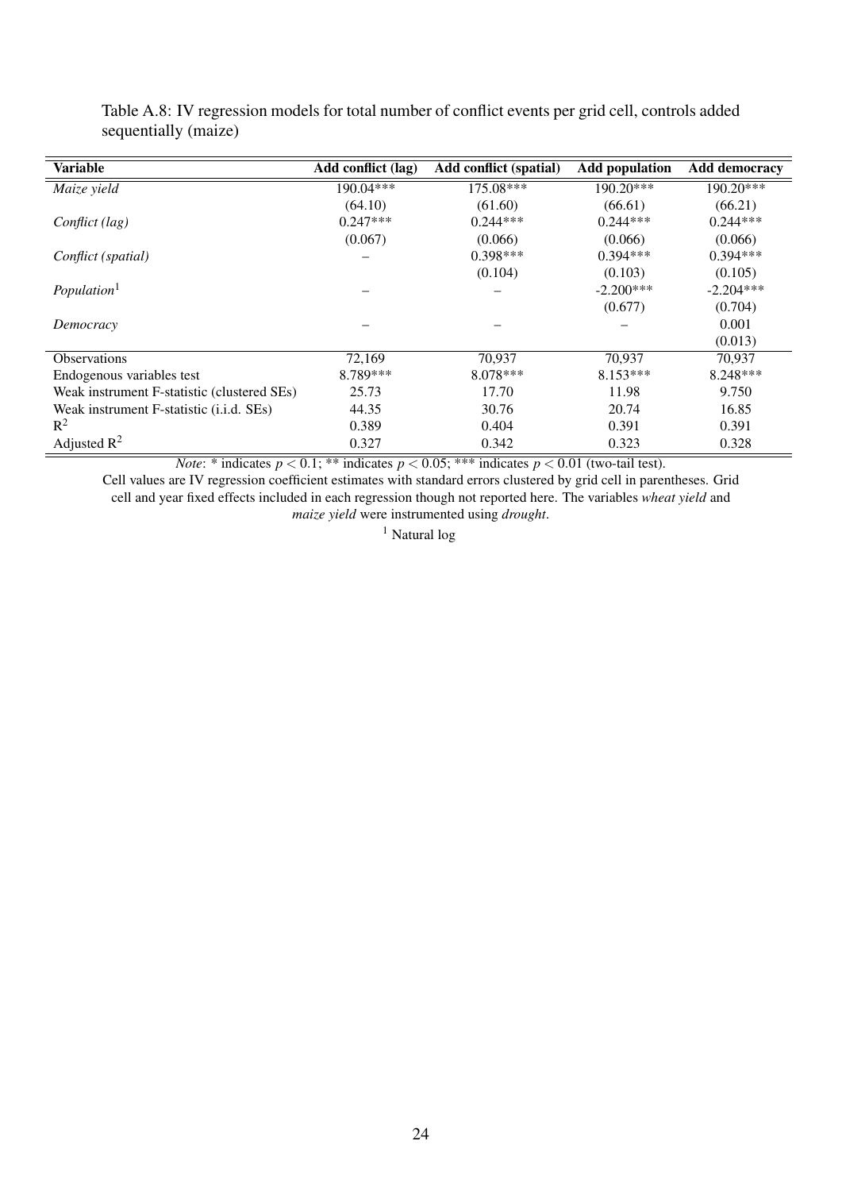Table A.8: IV regression models for total number of conflict events per grid cell, controls added sequentially (maize)

| Variable | Add conflict (lag) | Add conflict (spatial) | Add population | Add democracy |
|---|---|---|---|---|
| *Maize yield* | 190.04*** | 175.08*** | 190.20*** | 190.20*** |
| | (64.10) | (61.60) | (66.61) | (66.21) |
| *Conflict (lag)* | 0.247*** | 0.244*** | 0.244*** | 0.244*** |
| | (0.067) | (0.066) | (0.066) | (0.066) |
| *Conflict (spatial)* | – | 0.398*** | 0.394*** | 0.394*** |
| | | (0.104) | (0.103) | (0.105) |
| *Population*[1] | – | – | -2.200*** | -2.204*** |
| | | | (0.677) | (0.704) |
| *Democracy* | – | – | – | 0.001 |
| | | | | (0.013) |
| Observations | 72,169 | 70,937 | 70,937 | 70,937 |
| Endogenous variables test | 8.789*** | 8.078*** | 8.153*** | 8.248*** |
| Weak instrument F-statistic (clustered SEs) | 25.73 | 17.70 | 11.98 | 9.750 |
| Weak instrument F-statistic (i.i.d. SEs) | 44.35 | 30.76 | 20.74 | 16.85 |
| $R^2$ | 0.389 | 0.404 | 0.391 | 0.391 |
| Adjusted $R^2$ | 0.327 | 0.342 | 0.323 | 0.328 |

*Note*: * indicates $p < 0.1$; ** indicates $p < 0.05$; *** indicates $p < 0.01$ (two-tail test).

Cell values are IV regression coefficient estimates with standard errors clustered by grid cell in parentheses. Grid cell and year fixed effects included in each regression though not reported here. The variables *wheat yield* and *maize yield* were instrumented using *drought*.

[1] Natural log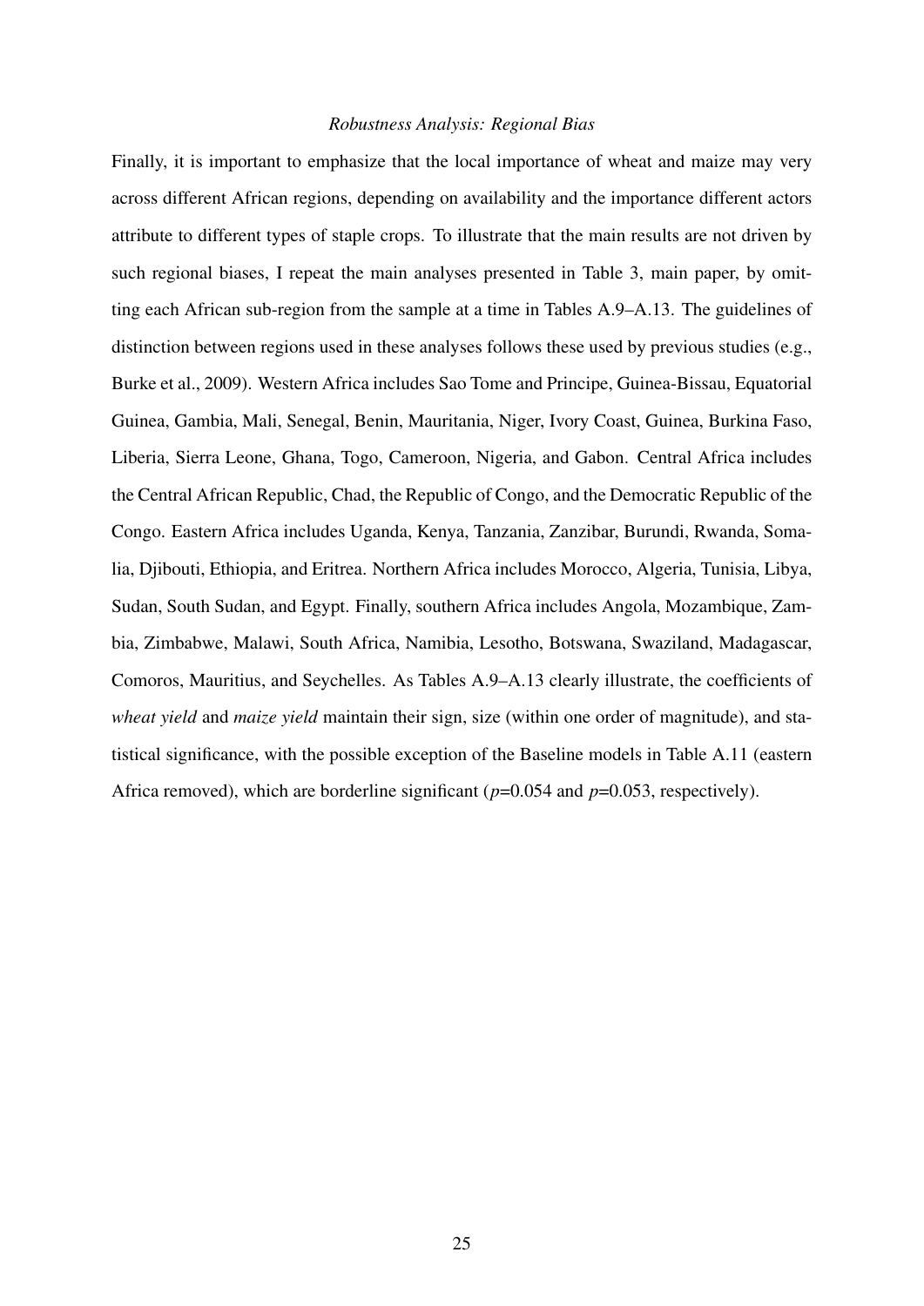*Robustness Analysis: Regional Bias*

Finally, it is important to emphasize that the local importance of wheat and maize may very across different African regions, depending on availability and the importance different actors attribute to different types of staple crops. To illustrate that the main results are not driven by such regional biases, I repeat the main analyses presented in Table 3, main paper, by omitting each African sub-region from the sample at a time in Tables A.9–A.13. The guidelines of distinction between regions used in these analyses follows these used by previous studies (e.g., Burke et al., 2009). Western Africa includes Sao Tome and Principe, Guinea-Bissau, Equatorial Guinea, Gambia, Mali, Senegal, Benin, Mauritania, Niger, Ivory Coast, Guinea, Burkina Faso, Liberia, Sierra Leone, Ghana, Togo, Cameroon, Nigeria, and Gabon. Central Africa includes the Central African Republic, Chad, the Republic of Congo, and the Democratic Republic of the Congo. Eastern Africa includes Uganda, Kenya, Tanzania, Zanzibar, Burundi, Rwanda, Somalia, Djibouti, Ethiopia, and Eritrea. Northern Africa includes Morocco, Algeria, Tunisia, Libya, Sudan, South Sudan, and Egypt. Finally, southern Africa includes Angola, Mozambique, Zambia, Zimbabwe, Malawi, South Africa, Namibia, Lesotho, Botswana, Swaziland, Madagascar, Comoros, Mauritius, and Seychelles. As Tables A.9–A.13 clearly illustrate, the coefficients of *wheat yield* and *maize yield* maintain their sign, size (within one order of magnitude), and statistical significance, with the possible exception of the Baseline models in Table A.11 (eastern Africa removed), which are borderline significant ($p$=0.054 and $p$=0.053, respectively).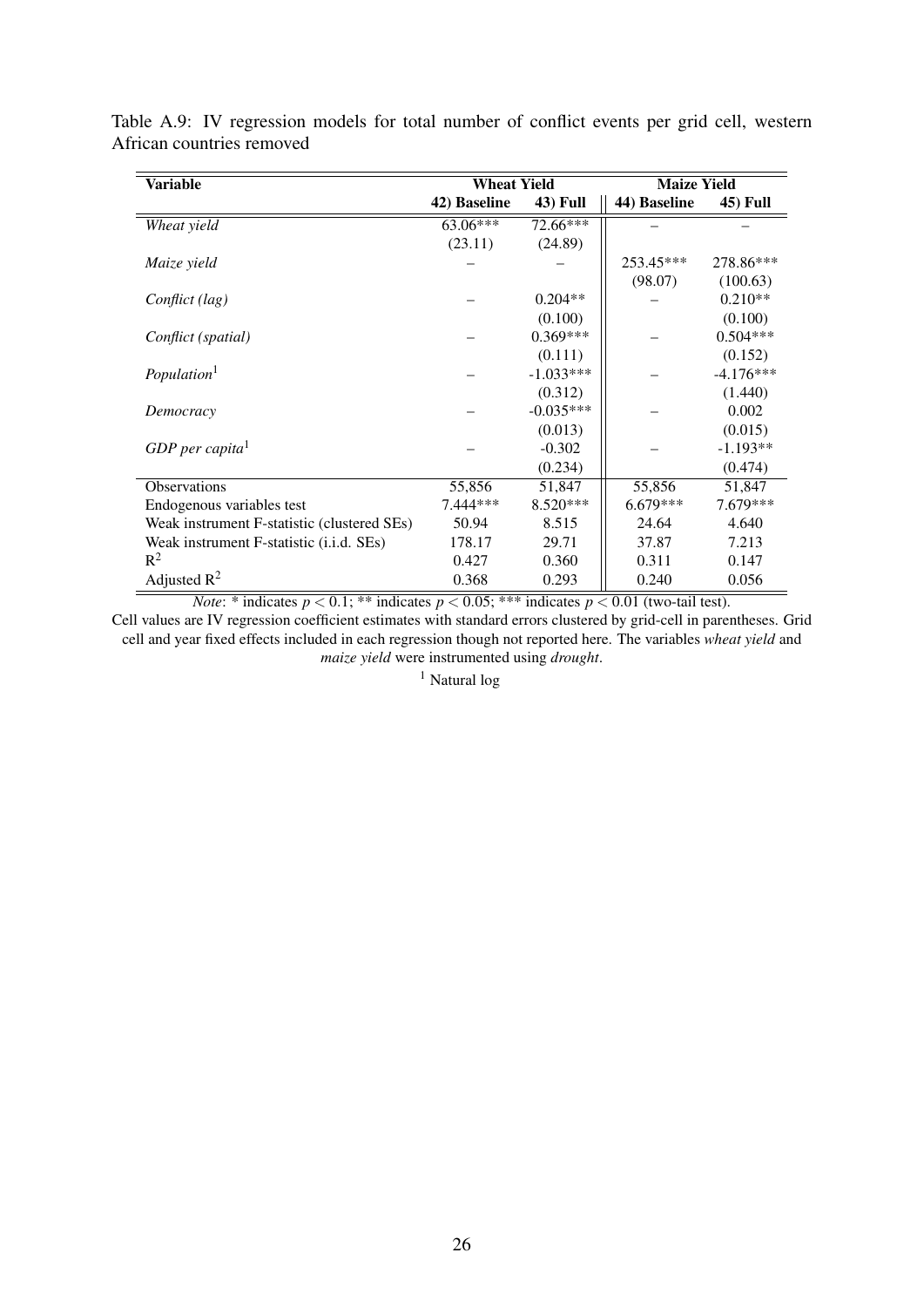Table A.9: IV regression models for total number of conflict events per grid cell, western African countries removed

| Variable | Wheat Yield | | Maize Yield | |
|---|---|---|---|---|
| | **42) Baseline** | **43) Full** | **44) Baseline** | **45) Full** |
| *Wheat yield* | 63.06*** | 72.66*** | – | – |
| | (23.11) | (24.89) | | |
| *Maize yield* | – | – | 253.45*** | 278.86*** |
| | | | (98.07) | (100.63) |
| *Conflict (lag)* | – | 0.204** | – | 0.210** |
| | | (0.100) | | (0.100) |
| *Conflict (spatial)* | – | 0.369*** | – | 0.504*** |
| | | (0.111) | | (0.152) |
| *Population*[1] | – | -1.033*** | – | -4.176*** |
| | | (0.312) | | (1.440) |
| *Democracy* | – | -0.035*** | – | 0.002 |
| | | (0.013) | | (0.015) |
| *GDP per capita*[1] | – | -0.302 | – | -1.193** |
| | | (0.234) | | (0.474) |
| Observations | 55,856 | 51,847 | 55,856 | 51,847 |
| Endogenous variables test | 7.444*** | 8.520*** | 6.679*** | 7.679*** |
| Weak instrument F-statistic (clustered SEs) | 50.94 | 8.515 | 24.64 | 4.640 |
| Weak instrument F-statistic (i.i.d. SEs) | 178.17 | 29.71 | 37.87 | 7.213 |
| $R^2$ | 0.427 | 0.360 | 0.311 | 0.147 |
| Adjusted $R^2$ | 0.368 | 0.293 | 0.240 | 0.056 |

*Note*: * indicates $p < 0.1$; ** indicates $p < 0.05$; *** indicates $p < 0.01$ (two-tail test).

Cell values are IV regression coefficient estimates with standard errors clustered by grid-cell in parentheses. Grid cell and year fixed effects included in each regression though not reported here. The variables *wheat yield* and *maize yield* were instrumented using *drought*.

[1] Natural log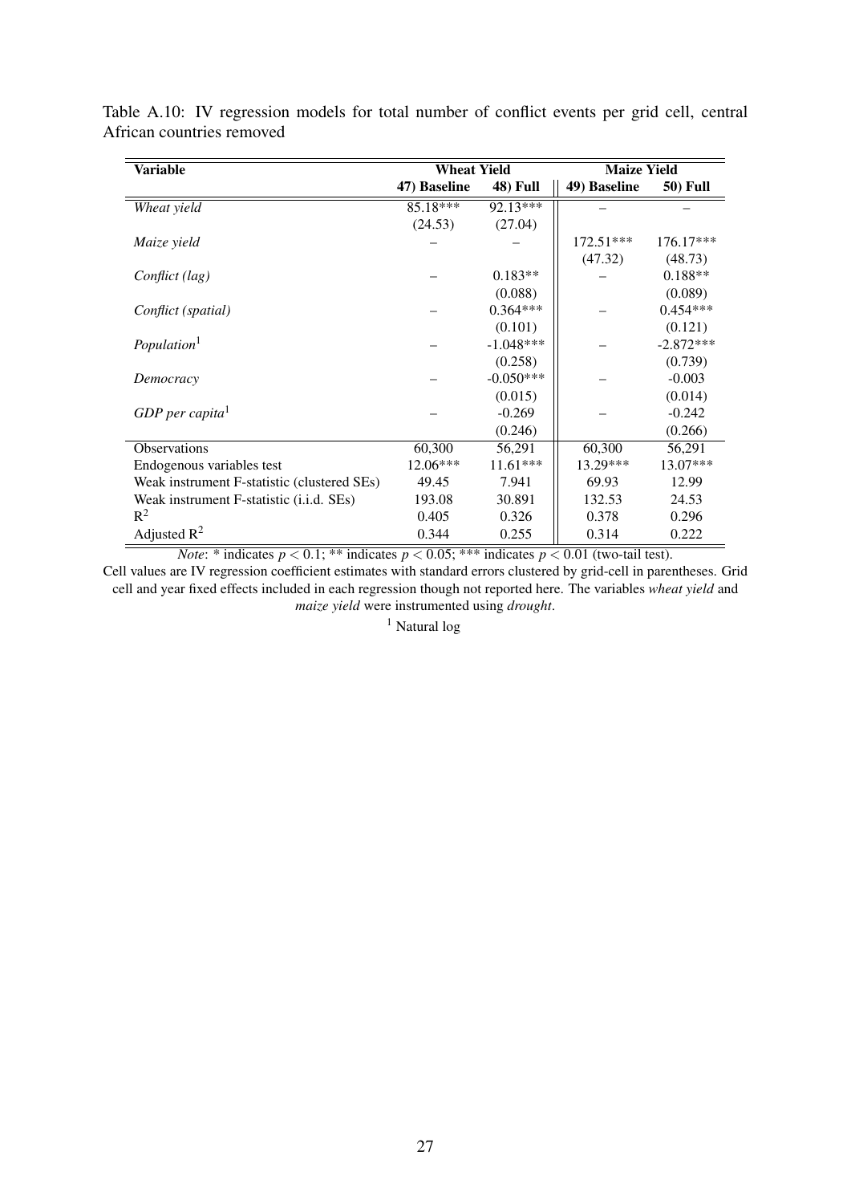Table A.10: IV regression models for total number of conflict events per grid cell, central African countries removed

| Variable | Wheat Yield | | Maize Yield | |
|---|---|---|---|---|
| | 47) Baseline | 48) Full | 49) Baseline | 50) Full |
| *Wheat yield* | 85.18*** | 92.13*** | – | – |
| | (24.53) | (27.04) | | |
| *Maize yield* | – | – | 172.51*** | 176.17*** |
| | | | (47.32) | (48.73) |
| *Conflict (lag)* | – | 0.183** | – | 0.188** |
| | | (0.088) | | (0.089) |
| *Conflict (spatial)* | – | 0.364*** | – | 0.454*** |
| | | (0.101) | | (0.121) |
| *Population*[1] | – | -1.048*** | – | -2.872*** |
| | | (0.258) | | (0.739) |
| *Democracy* | – | -0.050*** | – | -0.003 |
| | | (0.015) | | (0.014) |
| *GDP per capita*[1] | – | -0.269 | – | -0.242 |
| | | (0.246) | | (0.266) |
| Observations | 60,300 | 56,291 | 60,300 | 56,291 |
| Endogenous variables test | 12.06*** | 11.61*** | 13.29*** | 13.07*** |
| Weak instrument F-statistic (clustered SEs) | 49.45 | 7.941 | 69.93 | 12.99 |
| Weak instrument F-statistic (i.i.d. SEs) | 193.08 | 30.891 | 132.53 | 24.53 |
| $R^2$ | 0.405 | 0.326 | 0.378 | 0.296 |
| Adjusted $R^2$ | 0.344 | 0.255 | 0.314 | 0.222 |

*Note*: * indicates $p < 0.1$; ** indicates $p < 0.05$; *** indicates $p < 0.01$ (two-tail test).
Cell values are IV regression coefficient estimates with standard errors clustered by grid-cell in parentheses. Grid cell and year fixed effects included in each regression though not reported here. The variables *wheat yield* and *maize yield* were instrumented using *drought*.

[1] Natural log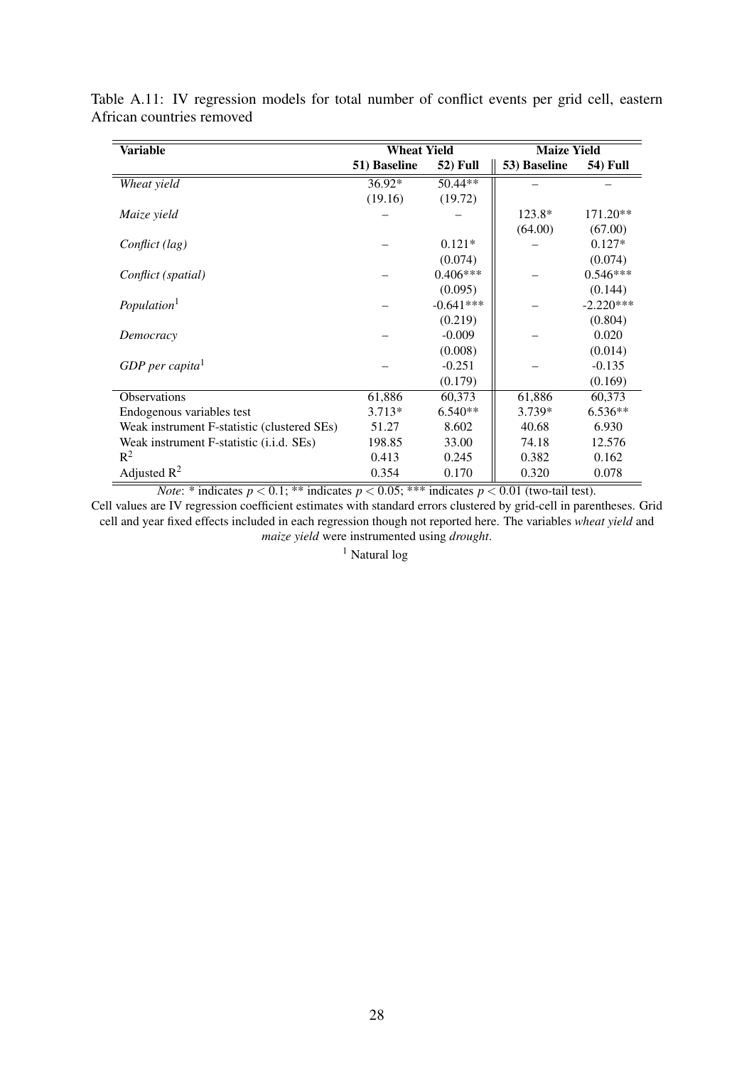Table A.11: IV regression models for total number of conflict events per grid cell, eastern African countries removed

| Variable | Wheat Yield | | Maize Yield | |
|---|---|---|---|---|
| | **51) Baseline** | **52) Full** | **53) Baseline** | **54) Full** |
| *Wheat yield* | 36.92* | 50.44** | – | – |
| | (19.16) | (19.72) | | |
| *Maize yield* | – | – | 123.8* | 171.20** |
| | | | (64.00) | (67.00) |
| *Conflict (lag)* | – | 0.121* | – | 0.127* |
| | | (0.074) | | (0.074) |
| *Conflict (spatial)* | – | 0.406*** | – | 0.546*** |
| | | (0.095) | | (0.144) |
| *Population*[1] | – | -0.641*** | – | -2.220*** |
| | | (0.219) | | (0.804) |
| *Democracy* | – | -0.009 | – | 0.020 |
| | | (0.008) | | (0.014) |
| *GDP per capita*[1] | – | -0.251 | – | -0.135 |
| | | (0.179) | | (0.169) |
| Observations | 61,886 | 60,373 | 61,886 | 60,373 |
| Endogenous variables test | 3.713* | 6.540** | 3.739* | 6.536** |
| Weak instrument F-statistic (clustered SEs) | 51.27 | 8.602 | 40.68 | 6.930 |
| Weak instrument F-statistic (i.i.d. SEs) | 198.85 | 33.00 | 74.18 | 12.576 |
| $R^2$ | 0.413 | 0.245 | 0.382 | 0.162 |
| Adjusted $R^2$ | 0.354 | 0.170 | 0.320 | 0.078 |

*Note*: * indicates $p < 0.1$; ** indicates $p < 0.05$; *** indicates $p < 0.01$ (two-tail test).
Cell values are IV regression coefficient estimates with standard errors clustered by grid-cell in parentheses. Grid cell and year fixed effects included in each regression though not reported here. The variables *wheat yield* and *maize yield* were instrumented using *drought*.

[1] Natural log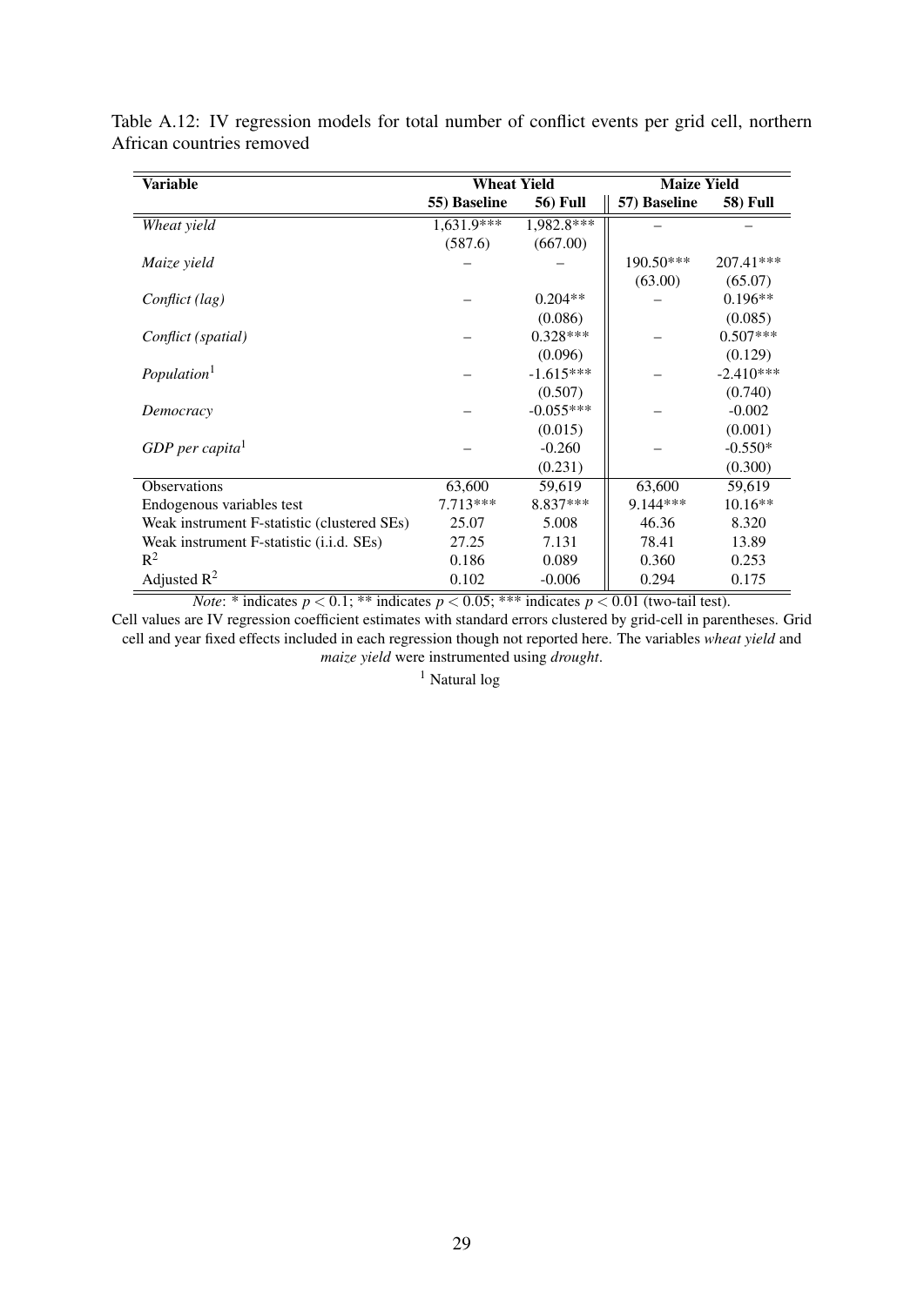Table A.12: IV regression models for total number of conflict events per grid cell, northern African countries removed

| Variable | Wheat Yield | | Maize Yield | |
|---|---|---|---|---|
| | 55) Baseline | 56) Full | 57) Baseline | 58) Full |
| *Wheat yield* | 1,631.9*** | 1,982.8*** | – | – |
| | (587.6) | (667.00) | | |
| *Maize yield* | – | – | 190.50*** | 207.41*** |
| | | | (63.00) | (65.07) |
| *Conflict (lag)* | – | 0.204** | – | 0.196** |
| | | (0.086) | | (0.085) |
| *Conflict (spatial)* | – | 0.328*** | – | 0.507*** |
| | | (0.096) | | (0.129) |
| *Population*[1] | – | -1.615*** | – | -2.410*** |
| | | (0.507) | | (0.740) |
| *Democracy* | – | -0.055*** | – | -0.002 |
| | | (0.015) | | (0.001) |
| *GDP per capita*[1] | – | -0.260 | – | -0.550* |
| | | (0.231) | | (0.300) |
| Observations | 63,600 | 59,619 | 63,600 | 59,619 |
| Endogenous variables test | 7.713*** | 8.837*** | 9.144*** | 10.16** |
| Weak instrument F-statistic (clustered SEs) | 25.07 | 5.008 | 46.36 | 8.320 |
| Weak instrument F-statistic (i.i.d. SEs) | 27.25 | 7.131 | 78.41 | 13.89 |
| $R^2$ | 0.186 | 0.089 | 0.360 | 0.253 |
| Adjusted $R^2$ | 0.102 | -0.006 | 0.294 | 0.175 |

*Note*: * indicates $p < 0.1$; ** indicates $p < 0.05$; *** indicates $p < 0.01$ (two-tail test).

Cell values are IV regression coefficient estimates with standard errors clustered by grid-cell in parentheses. Grid cell and year fixed effects included in each regression though not reported here. The variables *wheat yield* and *maize yield* were instrumented using *drought*.

[1] Natural log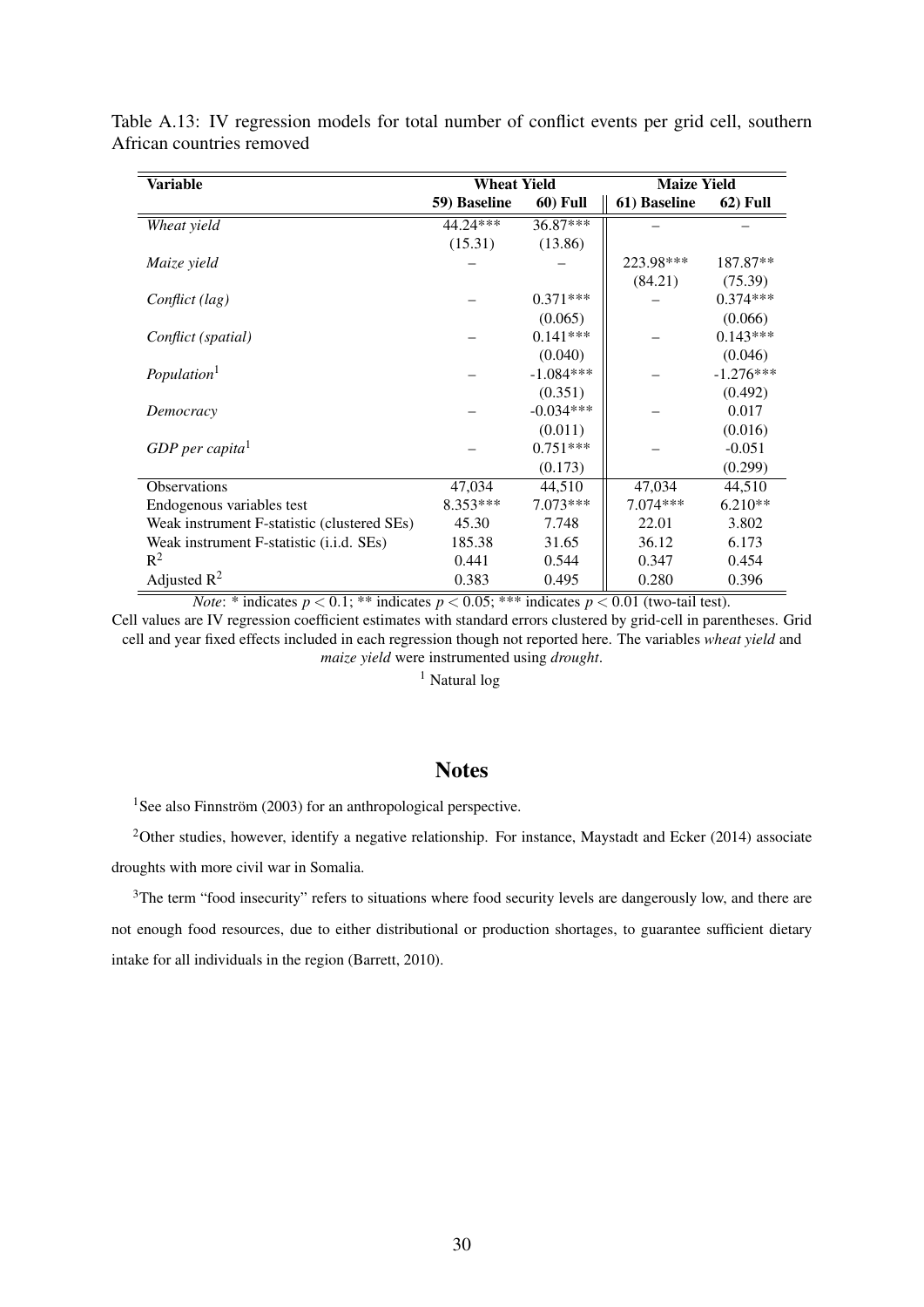Table A.13: IV regression models for total number of conflict events per grid cell, southern African countries removed

| Variable | Wheat Yield | | Maize Yield | |
|---|---|---|---|---|
| | 59) Baseline | 60) Full | 61) Baseline | 62) Full |
| *Wheat yield* | 44.24*** | 36.87*** | – | – |
| | (15.31) | (13.86) | | |
| *Maize yield* | – | – | 223.98*** | 187.87** |
| | | | (84.21) | (75.39) |
| *Conflict (lag)* | – | 0.371*** | – | 0.374*** |
| | | (0.065) | | (0.066) |
| *Conflict (spatial)* | – | 0.141*** | – | 0.143*** |
| | | (0.040) | | (0.046) |
| *Population*[1] | – | -1.084*** | – | -1.276*** |
| | | (0.351) | | (0.492) |
| *Democracy* | – | -0.034*** | – | 0.017 |
| | | (0.011) | | (0.016) |
| *GDP per capita*[1] | – | 0.751*** | – | -0.051 |
| | | (0.173) | | (0.299) |
| Observations | 47,034 | 44,510 | 47,034 | 44,510 |
| Endogenous variables test | 8.353*** | 7.073*** | 7.074*** | 6.210** |
| Weak instrument F-statistic (clustered SEs) | 45.30 | 7.748 | 22.01 | 3.802 |
| Weak instrument F-statistic (i.i.d. SEs) | 185.38 | 31.65 | 36.12 | 6.173 |
| $R^2$ | 0.441 | 0.544 | 0.347 | 0.454 |
| Adjusted $R^2$ | 0.383 | 0.495 | 0.280 | 0.396 |

*Note*: * indicates $p < 0.1$; ** indicates $p < 0.05$; *** indicates $p < 0.01$ (two-tail test).
Cell values are IV regression coefficient estimates with standard errors clustered by grid-cell in parentheses. Grid cell and year fixed effects included in each regression though not reported here. The variables *wheat yield* and *maize yield* were instrumented using *drought*.

[1] Natural log

## Notes

[1]See also Finnström (2003) for an anthropological perspective.

[2]Other studies, however, identify a negative relationship. For instance, Maystadt and Ecker (2014) associate droughts with more civil war in Somalia.

[3]The term "food insecurity" refers to situations where food security levels are dangerously low, and there are not enough food resources, due to either distributional or production shortages, to guarantee sufficient dietary intake for all individuals in the region (Barrett, 2010).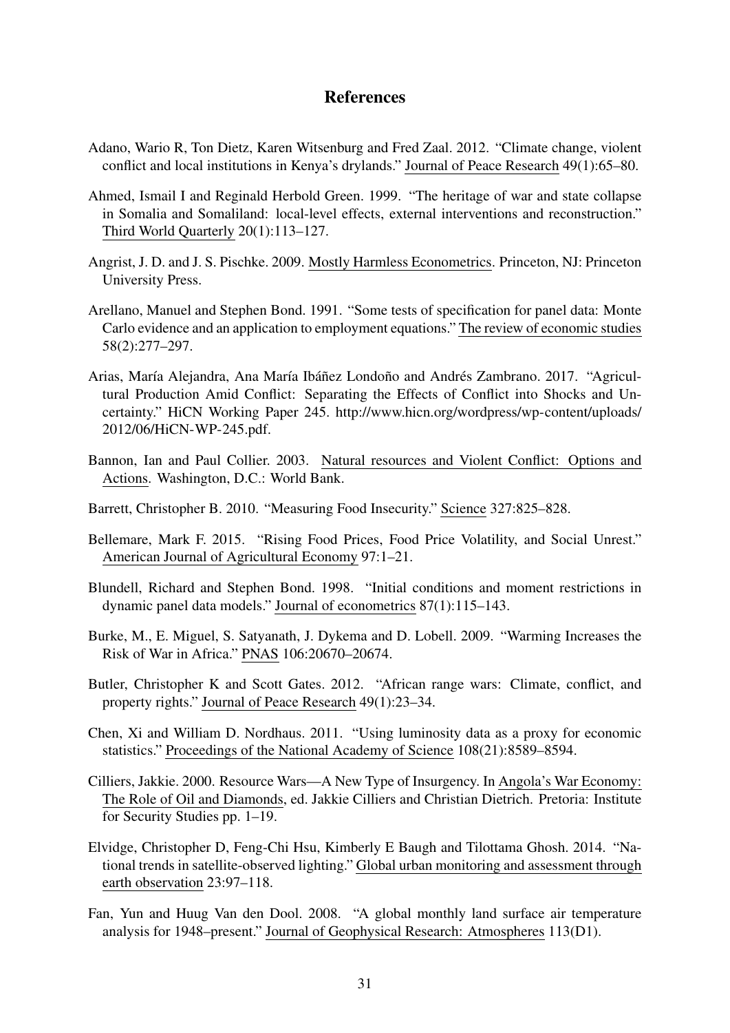# References

Adano, Wario R, Ton Dietz, Karen Witsenburg and Fred Zaal. 2012. "Climate change, violent conflict and local institutions in Kenya's drylands." Journal of Peace Research 49(1):65–80.

Ahmed, Ismail I and Reginald Herbold Green. 1999. "The heritage of war and state collapse in Somalia and Somaliland: local-level effects, external interventions and reconstruction." Third World Quarterly 20(1):113–127.

Angrist, J. D. and J. S. Pischke. 2009. Mostly Harmless Econometrics. Princeton, NJ: Princeton University Press.

Arellano, Manuel and Stephen Bond. 1991. "Some tests of specification for panel data: Monte Carlo evidence and an application to employment equations." The review of economic studies 58(2):277–297.

Arias, María Alejandra, Ana María Ibáñez Londoño and Andrés Zambrano. 2017. "Agricultural Production Amid Conflict: Separating the Effects of Conflict into Shocks and Uncertainty." HiCN Working Paper 245. http://www.hicn.org/wordpress/wp-content/uploads/2012/06/HiCN-WP-245.pdf.

Bannon, Ian and Paul Collier. 2003. Natural resources and Violent Conflict: Options and Actions. Washington, D.C.: World Bank.

Barrett, Christopher B. 2010. "Measuring Food Insecurity." Science 327:825–828.

Bellemare, Mark F. 2015. "Rising Food Prices, Food Price Volatility, and Social Unrest." American Journal of Agricultural Economy 97:1–21.

Blundell, Richard and Stephen Bond. 1998. "Initial conditions and moment restrictions in dynamic panel data models." Journal of econometrics 87(1):115–143.

Burke, M., E. Miguel, S. Satyanath, J. Dykema and D. Lobell. 2009. "Warming Increases the Risk of War in Africa." PNAS 106:20670–20674.

Butler, Christopher K and Scott Gates. 2012. "African range wars: Climate, conflict, and property rights." Journal of Peace Research 49(1):23–34.

Chen, Xi and William D. Nordhaus. 2011. "Using luminosity data as a proxy for economic statistics." Proceedings of the National Academy of Science 108(21):8589–8594.

Cilliers, Jakkie. 2000. Resource Wars—A New Type of Insurgency. In Angola's War Economy: The Role of Oil and Diamonds, ed. Jakkie Cilliers and Christian Dietrich. Pretoria: Institute for Security Studies pp. 1–19.

Elvidge, Christopher D, Feng-Chi Hsu, Kimberly E Baugh and Tilottama Ghosh. 2014. "National trends in satellite-observed lighting." Global urban monitoring and assessment through earth observation 23:97–118.

Fan, Yun and Huug Van den Dool. 2008. "A global monthly land surface air temperature analysis for 1948–present." Journal of Geophysical Research: Atmospheres 113(D1).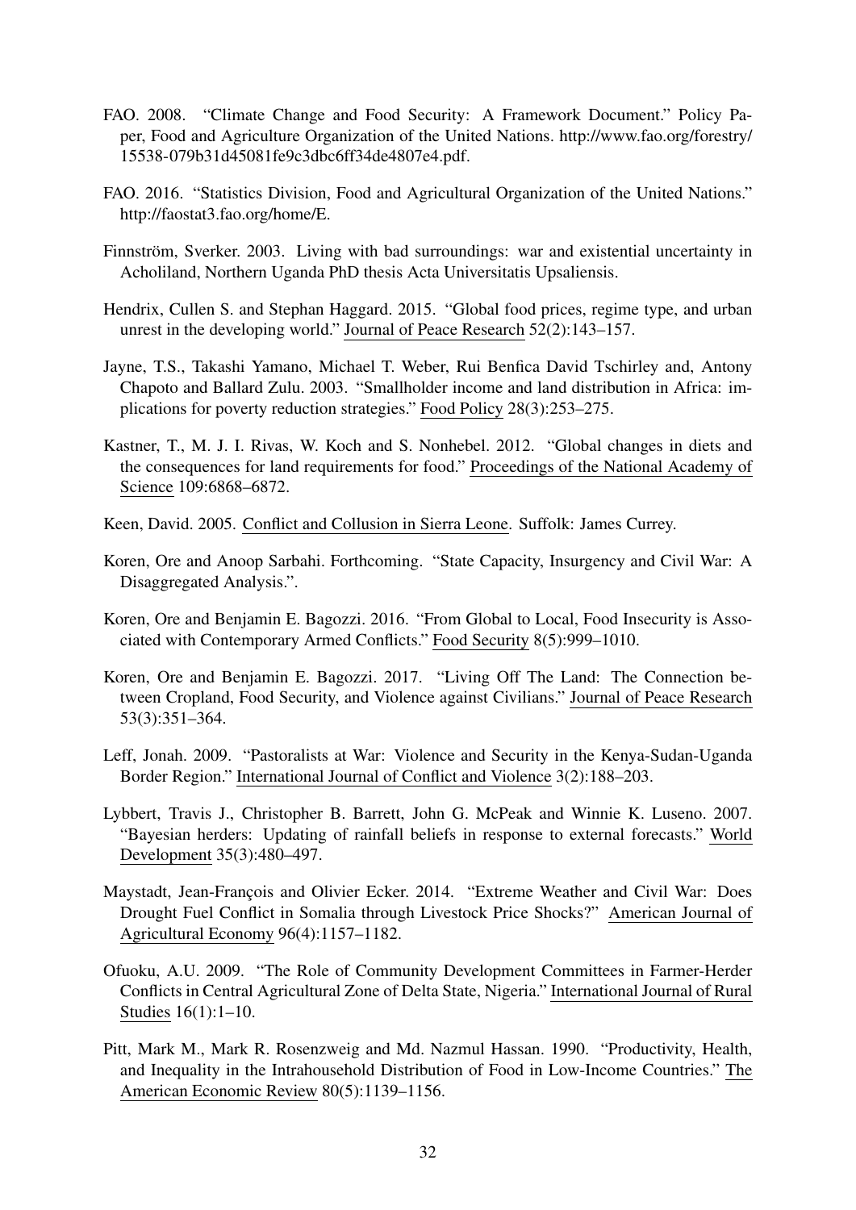FAO. 2008. "Climate Change and Food Security: A Framework Document." Policy Paper, Food and Agriculture Organization of the United Nations. http://www.fao.org/forestry/15538-079b31d45081fe9c3dbc6ff34de4807e4.pdf.

FAO. 2016. "Statistics Division, Food and Agricultural Organization of the United Nations." http://faostat3.fao.org/home/E.

Finnström, Sverker. 2003. Living with bad surroundings: war and existential uncertainty in Acholiland, Northern Uganda PhD thesis Acta Universitatis Upsaliensis.

Hendrix, Cullen S. and Stephan Haggard. 2015. "Global food prices, regime type, and urban unrest in the developing world." Journal of Peace Research 52(2):143–157.

Jayne, T.S., Takashi Yamano, Michael T. Weber, Rui Benfica David Tschirley and, Antony Chapoto and Ballard Zulu. 2003. "Smallholder income and land distribution in Africa: implications for poverty reduction strategies." Food Policy 28(3):253–275.

Kastner, T., M. J. I. Rivas, W. Koch and S. Nonhebel. 2012. "Global changes in diets and the consequences for land requirements for food." Proceedings of the National Academy of Science 109:6868–6872.

Keen, David. 2005. Conflict and Collusion in Sierra Leone. Suffolk: James Currey.

Koren, Ore and Anoop Sarbahi. Forthcoming. "State Capacity, Insurgency and Civil War: A Disaggregated Analysis.".

Koren, Ore and Benjamin E. Bagozzi. 2016. "From Global to Local, Food Insecurity is Associated with Contemporary Armed Conflicts." Food Security 8(5):999–1010.

Koren, Ore and Benjamin E. Bagozzi. 2017. "Living Off The Land: The Connection between Cropland, Food Security, and Violence against Civilians." Journal of Peace Research 53(3):351–364.

Leff, Jonah. 2009. "Pastoralists at War: Violence and Security in the Kenya-Sudan-Uganda Border Region." International Journal of Conflict and Violence 3(2):188–203.

Lybbert, Travis J., Christopher B. Barrett, John G. McPeak and Winnie K. Luseno. 2007. "Bayesian herders: Updating of rainfall beliefs in response to external forecasts." World Development 35(3):480–497.

Maystadt, Jean-François and Olivier Ecker. 2014. "Extreme Weather and Civil War: Does Drought Fuel Conflict in Somalia through Livestock Price Shocks?" American Journal of Agricultural Economy 96(4):1157–1182.

Ofuoku, A.U. 2009. "The Role of Community Development Committees in Farmer-Herder Conflicts in Central Agricultural Zone of Delta State, Nigeria." International Journal of Rural Studies 16(1):1–10.

Pitt, Mark M., Mark R. Rosenzweig and Md. Nazmul Hassan. 1990. "Productivity, Health, and Inequality in the Intrahousehold Distribution of Food in Low-Income Countries." The American Economic Review 80(5):1139–1156.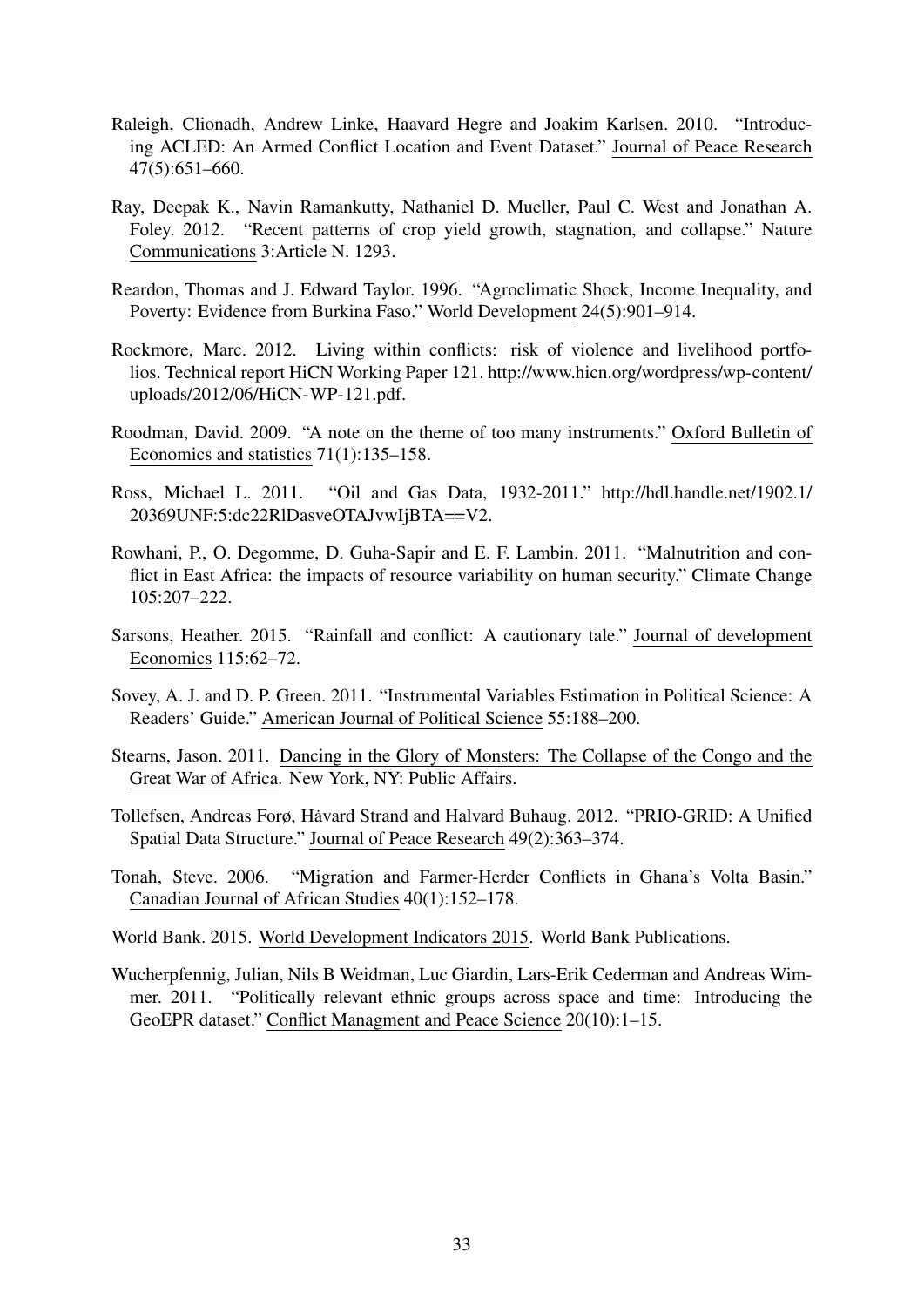Raleigh, Clionadh, Andrew Linke, Haavard Hegre and Joakim Karlsen. 2010. "Introducing ACLED: An Armed Conflict Location and Event Dataset." Journal of Peace Research 47(5):651–660.

Ray, Deepak K., Navin Ramankutty, Nathaniel D. Mueller, Paul C. West and Jonathan A. Foley. 2012. "Recent patterns of crop yield growth, stagnation, and collapse." Nature Communications 3:Article N. 1293.

Reardon, Thomas and J. Edward Taylor. 1996. "Agroclimatic Shock, Income Inequality, and Poverty: Evidence from Burkina Faso." World Development 24(5):901–914.

Rockmore, Marc. 2012. Living within conflicts: risk of violence and livelihood portfolios. Technical report HiCN Working Paper 121. http://www.hicn.org/wordpress/wp-content/uploads/2012/06/HiCN-WP-121.pdf.

Roodman, David. 2009. "A note on the theme of too many instruments." Oxford Bulletin of Economics and statistics 71(1):135–158.

Ross, Michael L. 2011. "Oil and Gas Data, 1932-2011." http://hdl.handle.net/1902.1/20369UNF:5:dc22RlDasveOTAJvwIjBTA==V2.

Rowhani, P., O. Degomme, D. Guha-Sapir and E. F. Lambin. 2011. "Malnutrition and conflict in East Africa: the impacts of resource variability on human security." Climate Change 105:207–222.

Sarsons, Heather. 2015. "Rainfall and conflict: A cautionary tale." Journal of development Economics 115:62–72.

Sovey, A. J. and D. P. Green. 2011. "Instrumental Variables Estimation in Political Science: A Readers' Guide." American Journal of Political Science 55:188–200.

Stearns, Jason. 2011. Dancing in the Glory of Monsters: The Collapse of the Congo and the Great War of Africa. New York, NY: Public Affairs.

Tollefsen, Andreas Forø, Håvard Strand and Halvard Buhaug. 2012. "PRIO-GRID: A Unified Spatial Data Structure." Journal of Peace Research 49(2):363–374.

Tonah, Steve. 2006. "Migration and Farmer-Herder Conflicts in Ghana's Volta Basin." Canadian Journal of African Studies 40(1):152–178.

World Bank. 2015. World Development Indicators 2015. World Bank Publications.

Wucherpfennig, Julian, Nils B Weidman, Luc Giardin, Lars-Erik Cederman and Andreas Wimmer. 2011. "Politically relevant ethnic groups across space and time: Introducing the GeoEPR dataset." Conflict Managment and Peace Science 20(10):1–15.